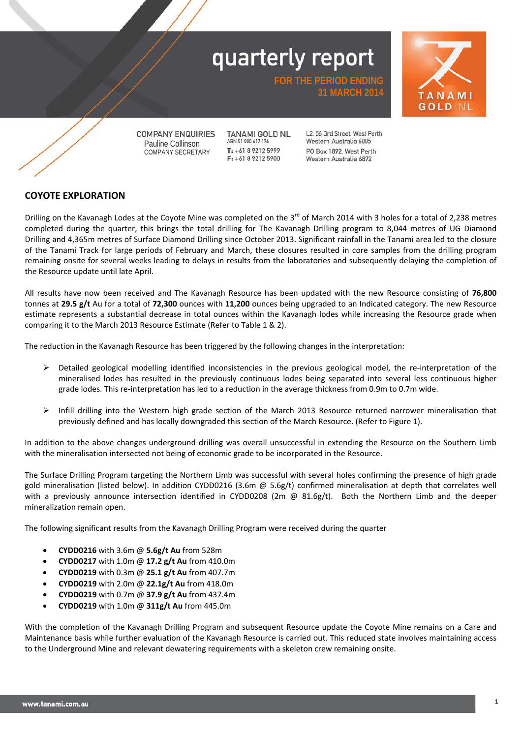# quarterly report

**FOR THE PERIOD ENDING 31 MARCH 2014**

TANAMI GOLD NL

COMPANY ENQUIRIES
Pauline Collinson
COMPANY SECRETARY

TANAMI GOLD NL
ABN 51 000 617 176
T: +61 8 9212 5999
F: +61 8 9212 5900

L2, 56 Ord Street, West Perth
Western Australia 6005
PO Box 1892, West Perth
Western Australia 6872

## COYOTE EXPLORATION

Drilling on the Kavanagh Lodes at the Coyote Mine was completed on the 3rd of March 2014 with 3 holes for a total of 2,238 metres completed during the quarter, this brings the total drilling for The Kavanagh Drilling program to 8,044 metres of UG Diamond Drilling and 4,365m metres of Surface Diamond Drilling since October 2013. Significant rainfall in the Tanami area led to the closure of the Tanami Track for large periods of February and March, these closures resulted in core samples from the drilling program remaining onsite for several weeks leading to delays in results from the laboratories and subsequently delaying the completion of the Resource update until late April.

All results have now been received and The Kavanagh Resource has been updated with the new Resource consisting of **76,800** tonnes at **29.5 g/t** Au for a total of **72,300** ounces with **11,200** ounces being upgraded to an Indicated category. The new Resource estimate represents a substantial decrease in total ounces within the Kavanagh lodes while increasing the Resource grade when comparing it to the March 2013 Resource Estimate (Refer to Table 1 & 2).

The reduction in the Kavanagh Resource has been triggered by the following changes in the interpretation:

- Detailed geological modelling identified inconsistencies in the previous geological model, the re-interpretation of the mineralised lodes has resulted in the previously continuous lodes being separated into several less continuous higher grade lodes. This re-interpretation has led to a reduction in the average thickness from 0.9m to 0.7m wide.
- Infill drilling into the Western high grade section of the March 2013 Resource returned narrower mineralisation that previously defined and has locally downgraded this section of the March Resource. (Refer to Figure 1).

In addition to the above changes underground drilling was overall unsuccessful in extending the Resource on the Southern Limb with the mineralisation intersected not being of economic grade to be incorporated in the Resource.

The Surface Drilling Program targeting the Northern Limb was successful with several holes confirming the presence of high grade gold mineralisation (listed below). In addition CYDD0216 (3.6m @ 5.6g/t) confirmed mineralisation at depth that correlates well with a previously announce intersection identified in CYDD0208 (2m @ 81.6g/t). Both the Northern Limb and the deeper mineralization remain open.

The following significant results from the Kavanagh Drilling Program were received during the quarter

- **CYDD0216** with 3.6m @ **5.6g/t Au** from 528m
- **CYDD0217** with 1.0m @ **17.2 g/t Au** from 410.0m
- **CYDD0219** with 0.3m @ **25.1 g/t Au** from 407.7m
- **CYDD0219** with 2.0m @ **22.1g/t Au** from 418.0m
- **CYDD0219** with 0.7m @ **37.9 g/t Au** from 437.4m
- **CYDD0219** with 1.0m @ **311g/t Au** from 445.0m

With the completion of the Kavanagh Drilling Program and subsequent Resource update the Coyote Mine remains on a Care and Maintenance basis while further evaluation of the Kavanagh Resource is carried out. This reduced state involves maintaining access to the Underground Mine and relevant dewatering requirements with a skeleton crew remaining onsite.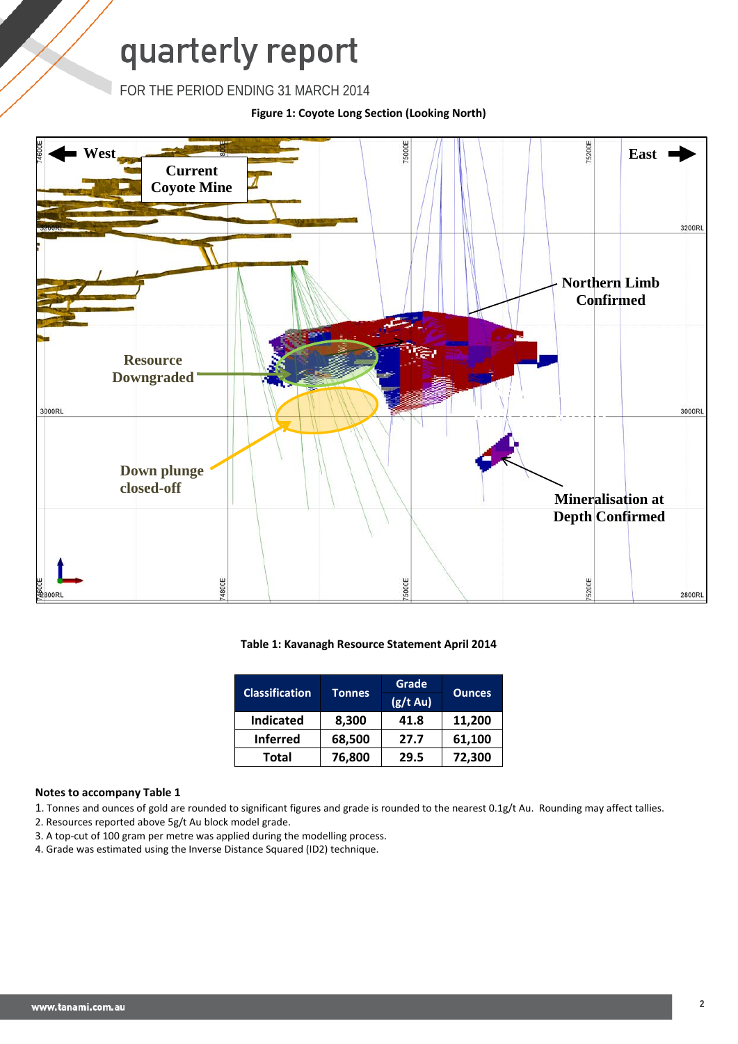**Figure 1: Coyote Long Section (Looking North)**

**Table 1: Kavanagh Resource Statement April 2014**

| Classification | Tonnes | Grade (g/t Au) | Ounces |
|---|---|---|---|
| Indicated | 8,300 | 41.8 | 11,200 |
| Inferred | 68,500 | 27.7 | 61,100 |
| Total | 76,800 | 29.5 | 72,300 |

**Notes to accompany Table 1**

1. Tonnes and ounces of gold are rounded to significant figures and grade is rounded to the nearest 0.1g/t Au. Rounding may affect tallies.
2. Resources reported above 5g/t Au block model grade.
3. A top-cut of 100 gram per metre was applied during the modelling process.
4. Grade was estimated using the Inverse Distance Squared (ID2) technique.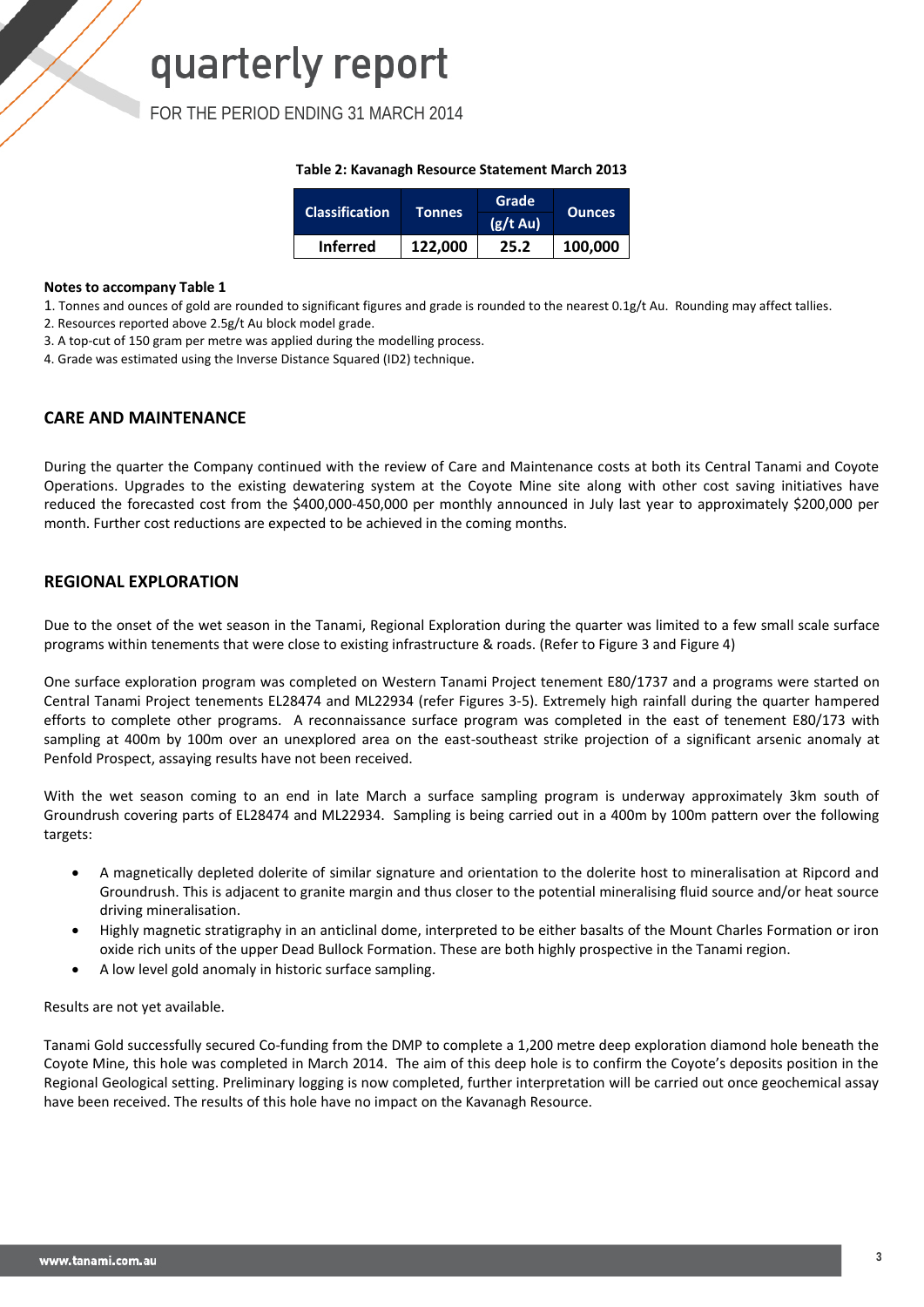**Table 2: Kavanagh Resource Statement March 2013**

| Classification | Tonnes | Grade (g/t Au) | Ounces |
|---|---|---|---|
| Inferred | 122,000 | 25.2 | 100,000 |

**Notes to accompany Table 1**

1. Tonnes and ounces of gold are rounded to significant figures and grade is rounded to the nearest 0.1g/t Au. Rounding may affect tallies.
2. Resources reported above 2.5g/t Au block model grade.
3. A top-cut of 150 gram per metre was applied during the modelling process.
4. Grade was estimated using the Inverse Distance Squared (ID2) technique.

## CARE AND MAINTENANCE

During the quarter the Company continued with the review of Care and Maintenance costs at both its Central Tanami and Coyote Operations. Upgrades to the existing dewatering system at the Coyote Mine site along with other cost saving initiatives have reduced the forecasted cost from the $400,000-450,000 per monthly announced in July last year to approximately $200,000 per month. Further cost reductions are expected to be achieved in the coming months.

## REGIONAL EXPLORATION

Due to the onset of the wet season in the Tanami, Regional Exploration during the quarter was limited to a few small scale surface programs within tenements that were close to existing infrastructure & roads. (Refer to Figure 3 and Figure 4)

One surface exploration program was completed on Western Tanami Project tenement E80/1737 and a programs were started on Central Tanami Project tenements EL28474 and ML22934 (refer Figures 3-5). Extremely high rainfall during the quarter hampered efforts to complete other programs. A reconnaissance surface program was completed in the east of tenement E80/173 with sampling at 400m by 100m over an unexplored area on the east-southeast strike projection of a significant arsenic anomaly at Penfold Prospect, assaying results have not been received.

With the wet season coming to an end in late March a surface sampling program is underway approximately 3km south of Groundrush covering parts of EL28474 and ML22934. Sampling is being carried out in a 400m by 100m pattern over the following targets:

- A magnetically depleted dolerite of similar signature and orientation to the dolerite host to mineralisation at Ripcord and Groundrush. This is adjacent to granite margin and thus closer to the potential mineralising fluid source and/or heat source driving mineralisation.
- Highly magnetic stratigraphy in an anticlinal dome, interpreted to be either basalts of the Mount Charles Formation or iron oxide rich units of the upper Dead Bullock Formation. These are both highly prospective in the Tanami region.
- A low level gold anomaly in historic surface sampling.

Results are not yet available.

Tanami Gold successfully secured Co-funding from the DMP to complete a 1,200 metre deep exploration diamond hole beneath the Coyote Mine, this hole was completed in March 2014. The aim of this deep hole is to confirm the Coyote's deposits position in the Regional Geological setting. Preliminary logging is now completed, further interpretation will be carried out once geochemical assay have been received. The results of this hole have no impact on the Kavanagh Resource.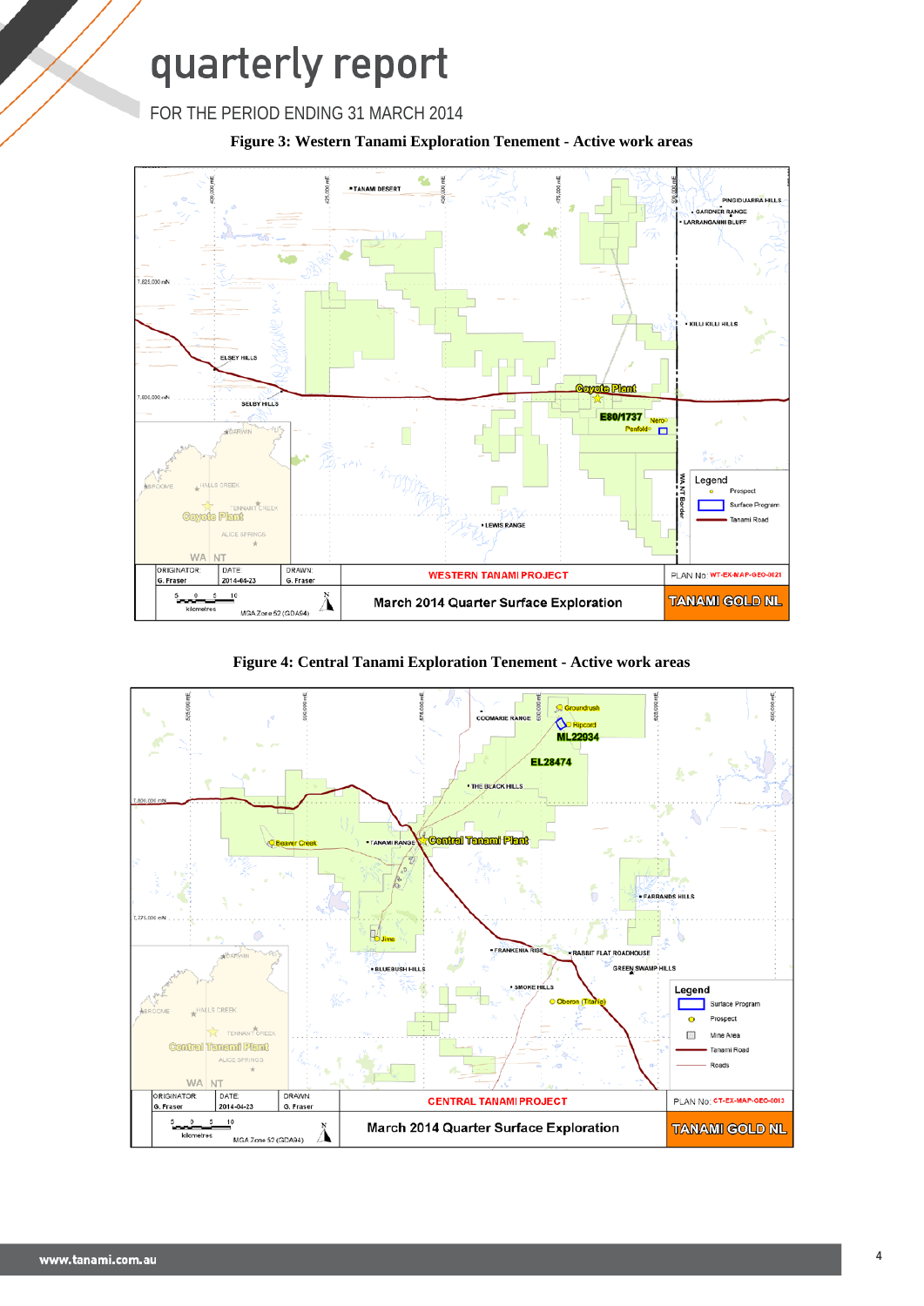**Figure 3: Western Tanami Exploration Tenement - Active work areas**

**Figure 4: Central Tanami Exploration Tenement - Active work areas**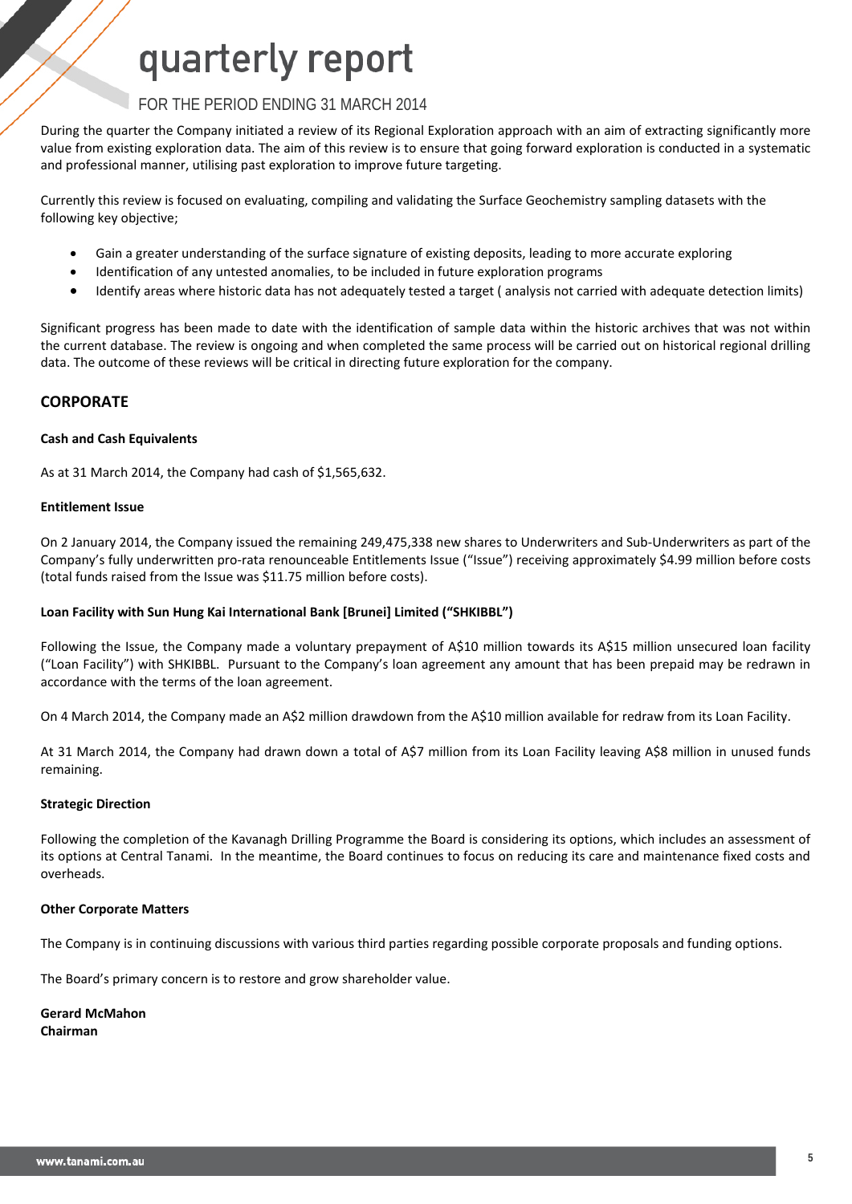During the quarter the Company initiated a review of its Regional Exploration approach with an aim of extracting significantly more value from existing exploration data. The aim of this review is to ensure that going forward exploration is conducted in a systematic and professional manner, utilising past exploration to improve future targeting.

Currently this review is focused on evaluating, compiling and validating the Surface Geochemistry sampling datasets with the following key objective;

- Gain a greater understanding of the surface signature of existing deposits, leading to more accurate exploring
- Identification of any untested anomalies, to be included in future exploration programs
- Identify areas where historic data has not adequately tested a target ( analysis not carried with adequate detection limits)

Significant progress has been made to date with the identification of sample data within the historic archives that was not within the current database. The review is ongoing and when completed the same process will be carried out on historical regional drilling data. The outcome of these reviews will be critical in directing future exploration for the company.

## CORPORATE

**Cash and Cash Equivalents**

As at 31 March 2014, the Company had cash of $1,565,632.

**Entitlement Issue**

On 2 January 2014, the Company issued the remaining 249,475,338 new shares to Underwriters and Sub-Underwriters as part of the Company's fully underwritten pro-rata renounceable Entitlements Issue ("Issue") receiving approximately $4.99 million before costs (total funds raised from the Issue was $11.75 million before costs).

**Loan Facility with Sun Hung Kai International Bank [Brunei] Limited ("SHKIBBL")**

Following the Issue, the Company made a voluntary prepayment of A$10 million towards its A$15 million unsecured loan facility ("Loan Facility") with SHKIBBL. Pursuant to the Company's loan agreement any amount that has been prepaid may be redrawn in accordance with the terms of the loan agreement.

On 4 March 2014, the Company made an A$2 million drawdown from the A$10 million available for redraw from its Loan Facility.

At 31 March 2014, the Company had drawn down a total of A$7 million from its Loan Facility leaving A$8 million in unused funds remaining.

**Strategic Direction**

Following the completion of the Kavanagh Drilling Programme the Board is considering its options, which includes an assessment of its options at Central Tanami. In the meantime, the Board continues to focus on reducing its care and maintenance fixed costs and overheads.

**Other Corporate Matters**

The Company is in continuing discussions with various third parties regarding possible corporate proposals and funding options.

The Board's primary concern is to restore and grow shareholder value.

**Gerard McMahon**
**Chairman**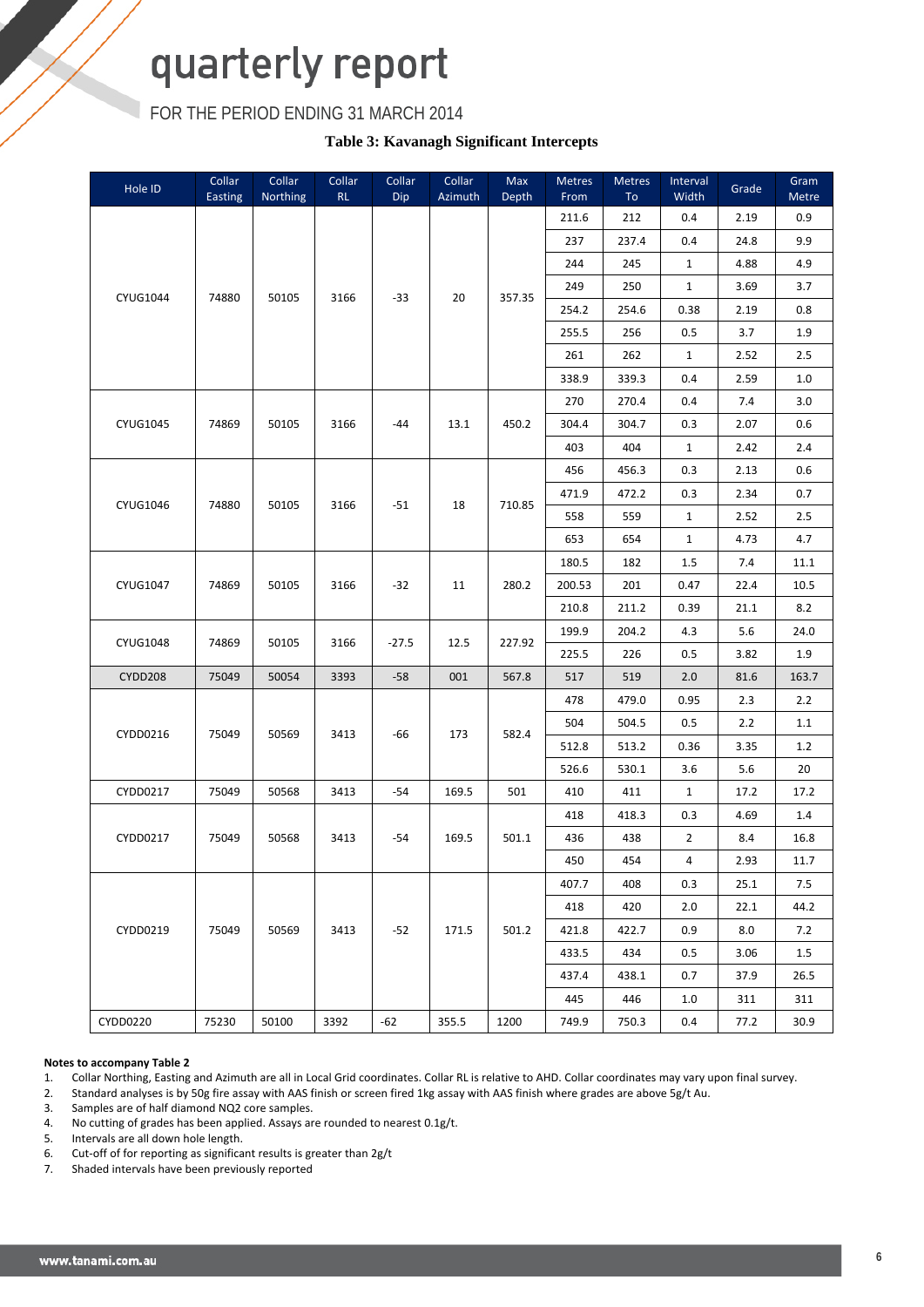# quarterly report

FOR THE PERIOD ENDING 31 MARCH 2014

### Table 3: Kavanagh Significant Intercepts

| Hole ID | Collar Easting | Collar Northing | Collar RL | Collar Dip | Collar Azimuth | Max Depth | Metres From | Metres To | Interval Width | Grade | Gram Metre |
|---|---|---|---|---|---|---|---|---|---|---|---|
| CYUG1044 | 74880 | 50105 | 3166 | -33 | 20 | 357.35 | 211.6 | 212 | 0.4 | 2.19 | 0.9 |
| | | | | | | | 237 | 237.4 | 0.4 | 24.8 | 9.9 |
| | | | | | | | 244 | 245 | 1 | 4.88 | 4.9 |
| | | | | | | | 249 | 250 | 1 | 3.69 | 3.7 |
| | | | | | | | 254.2 | 254.6 | 0.38 | 2.19 | 0.8 |
| | | | | | | | 255.5 | 256 | 0.5 | 3.7 | 1.9 |
| | | | | | | | 261 | 262 | 1 | 2.52 | 2.5 |
| | | | | | | | 338.9 | 339.3 | 0.4 | 2.59 | 1.0 |
| CYUG1045 | 74869 | 50105 | 3166 | -44 | 13.1 | 450.2 | 270 | 270.4 | 0.4 | 7.4 | 3.0 |
| | | | | | | | 304.4 | 304.7 | 0.3 | 2.07 | 0.6 |
| | | | | | | | 403 | 404 | 1 | 2.42 | 2.4 |
| CYUG1046 | 74880 | 50105 | 3166 | -51 | 18 | 710.85 | 456 | 456.3 | 0.3 | 2.13 | 0.6 |
| | | | | | | | 471.9 | 472.2 | 0.3 | 2.34 | 0.7 |
| | | | | | | | 558 | 559 | 1 | 2.52 | 2.5 |
| | | | | | | | 653 | 654 | 1 | 4.73 | 4.7 |
| CYUG1047 | 74869 | 50105 | 3166 | -32 | 11 | 280.2 | 180.5 | 182 | 1.5 | 7.4 | 11.1 |
| | | | | | | | 200.53 | 201 | 0.47 | 22.4 | 10.5 |
| | | | | | | | 210.8 | 211.2 | 0.39 | 21.1 | 8.2 |
| CYUG1048 | 74869 | 50105 | 3166 | -27.5 | 12.5 | 227.92 | 199.9 | 204.2 | 4.3 | 5.6 | 24.0 |
| | | | | | | | 225.5 | 226 | 0.5 | 3.82 | 1.9 |
| CYDD208 | 75049 | 50054 | 3393 | -58 | 001 | 567.8 | 517 | 519 | 2.0 | 81.6 | 163.7 |
| CYDD0216 | 75049 | 50569 | 3413 | -66 | 173 | 582.4 | 478 | 479.0 | 0.95 | 2.3 | 2.2 |
| | | | | | | | 504 | 504.5 | 0.5 | 2.2 | 1.1 |
| | | | | | | | 512.8 | 513.2 | 0.36 | 3.35 | 1.2 |
| | | | | | | | 526.6 | 530.1 | 3.6 | 5.6 | 20 |
| CYDD0217 | 75049 | 50568 | 3413 | -54 | 169.5 | 501 | 410 | 411 | 1 | 17.2 | 17.2 |
| CYDD0217 | 75049 | 50568 | 3413 | -54 | 169.5 | 501.1 | 418 | 418.3 | 0.3 | 4.69 | 1.4 |
| | | | | | | | 436 | 438 | 2 | 8.4 | 16.8 |
| | | | | | | | 450 | 454 | 4 | 2.93 | 11.7 |
| CYDD0219 | 75049 | 50569 | 3413 | -52 | 171.5 | 501.2 | 407.7 | 408 | 0.3 | 25.1 | 7.5 |
| | | | | | | | 418 | 420 | 2.0 | 22.1 | 44.2 |
| | | | | | | | 421.8 | 422.7 | 0.9 | 8.0 | 7.2 |
| | | | | | | | 433.5 | 434 | 0.5 | 3.06 | 1.5 |
| | | | | | | | 437.4 | 438.1 | 0.7 | 37.9 | 26.5 |
| | | | | | | | 445 | 446 | 1.0 | 311 | 311 |
| CYDD0220 | 75230 | 50100 | 3392 | -62 | 355.5 | 1200 | 749.9 | 750.3 | 0.4 | 77.2 | 30.9 |

**Notes to accompany Table 2**

1. Collar Northing, Easting and Azimuth are all in Local Grid coordinates. Collar RL is relative to AHD. Collar coordinates may vary upon final survey.
2. Standard analyses is by 50g fire assay with AAS finish or screen fired 1kg assay with AAS finish where grades are above 5g/t Au.
3. Samples are of half diamond NQ2 core samples.
4. No cutting of grades has been applied. Assays are rounded to nearest 0.1g/t.
5. Intervals are all down hole length.
6. Cut-off of for reporting as significant results is greater than 2g/t
7. Shaded intervals have been previously reported

www.tanami.com.au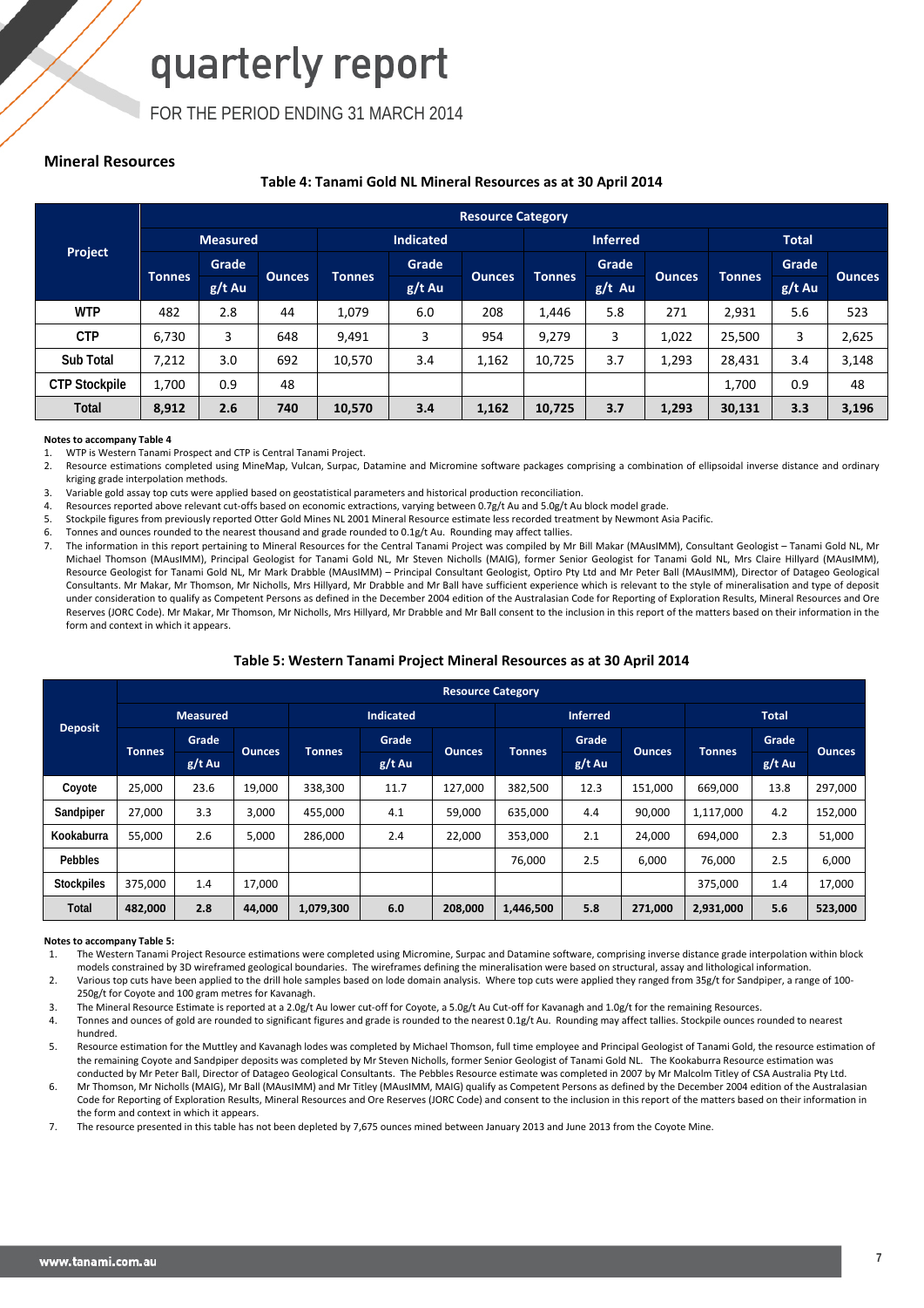## Mineral Resources

**Table 4: Tanami Gold NL Mineral Resources as at 30 April 2014**

| Project | Resource Category | | | | | | | | | | | |
|---|---|---|---|---|---|---|---|---|---|---|---|---|
| | Measured | | | Indicated | | | Inferred | | | Total | | |
| | Tonnes | Grade g/t Au | Ounces | Tonnes | Grade g/t Au | Ounces | Tonnes | Grade g/t Au | Ounces | Tonnes | Grade g/t Au | Ounces |
| WTP | 482 | 2.8 | 44 | 1,079 | 6.0 | 208 | 1,446 | 5.8 | 271 | 2,931 | 5.6 | 523 |
| CTP | 6,730 | 3 | 648 | 9,491 | 3 | 954 | 9,279 | 3 | 1,022 | 25,500 | 3 | 2,625 |
| Sub Total | 7,212 | 3.0 | 692 | 10,570 | 3.4 | 1,162 | 10,725 | 3.7 | 1,293 | 28,431 | 3.4 | 3,148 |
| CTP Stockpile | 1,700 | 0.9 | 48 | | | | | | | 1,700 | 0.9 | 48 |
| **Total** | **8,912** | **2.6** | **740** | **10,570** | **3.4** | **1,162** | **10,725** | **3.7** | **1,293** | **30,131** | **3.3** | **3,196** |

**Notes to accompany Table 4**

1. WTP is Western Tanami Prospect and CTP is Central Tanami Project.
2. Resource estimations completed using MineMap, Vulcan, Surpac, Datamine and Micromine software packages comprising a combination of ellipsoidal inverse distance and ordinary kriging grade interpolation methods.
3. Variable gold assay top cuts were applied based on geostatistical parameters and historical production reconciliation.
4. Resources reported above relevant cut-offs based on economic extractions, varying between 0.7g/t Au and 5.0g/t Au block model grade.
5. Stockpile figures from previously reported Otter Gold Mines NL 2001 Mineral Resource estimate less recorded treatment by Newmont Asia Pacific.
6. Tonnes and ounces rounded to the nearest thousand and grade rounded to 0.1g/t Au. Rounding may affect tallies.
7. The information in this report pertaining to Mineral Resources for the Central Tanami Project was compiled by Mr Bill Makar (MAusIMM), Consultant Geologist – Tanami Gold NL, Mr Michael Thomson (MAusIMM), Principal Geologist for Tanami Gold NL, Mr Steven Nicholls (MAIG), former Senior Geologist for Tanami Gold NL, Mrs Claire Hillyard (MAusIMM), Resource Geologist for Tanami Gold NL, Mr Mark Drabble (MAusIMM) – Principal Consultant Geologist, Optiro Pty Ltd and Mr Peter Ball (MAusIMM), Director of Datageo Geological Consultants. Mr Makar, Mr Thomson, Mr Nicholls, Mrs Hillyard, Mr Drabble and Mr Ball have sufficient experience which is relevant to the style of mineralisation and type of deposit under consideration to qualify as Competent Persons as defined in the December 2004 edition of the Australasian Code for Reporting of Exploration Results, Mineral Resources and Ore Reserves (JORC Code). Mr Makar, Mr Thomson, Mr Nicholls, Mrs Hillyard, Mr Drabble and Mr Ball consent to the inclusion in this report of the matters based on their information in the form and context in which it appears.

**Table 5: Western Tanami Project Mineral Resources as at 30 April 2014**

| Deposit | Resource Category | | | | | | | | | | | |
|---|---|---|---|---|---|---|---|---|---|---|---|---|
| | Measured | | | Indicated | | | Inferred | | | Total | | |
| | Tonnes | Grade g/t Au | Ounces | Tonnes | Grade g/t Au | Ounces | Tonnes | Grade g/t Au | Ounces | Tonnes | Grade g/t Au | Ounces |
| Coyote | 25,000 | 23.6 | 19,000 | 338,300 | 11.7 | 127,000 | 382,500 | 12.3 | 151,000 | 669,000 | 13.8 | 297,000 |
| Sandpiper | 27,000 | 3.3 | 3,000 | 455,000 | 4.1 | 59,000 | 635,000 | 4.4 | 90,000 | 1,117,000 | 4.2 | 152,000 |
| Kookaburra | 55,000 | 2.6 | 5,000 | 286,000 | 2.4 | 22,000 | 353,000 | 2.1 | 24,000 | 694,000 | 2.3 | 51,000 |
| Pebbles | | | | | | | 76,000 | 2.5 | 6,000 | 76,000 | 2.5 | 6,000 |
| Stockpiles | 375,000 | 1.4 | 17,000 | | | | | | | 375,000 | 1.4 | 17,000 |
| **Total** | **482,000** | **2.8** | **44,000** | **1,079,300** | **6.0** | **208,000** | **1,446,500** | **5.8** | **271,000** | **2,931,000** | **5.6** | **523,000** |

**Notes to accompany Table 5:**

1. The Western Tanami Project Resource estimations were completed using Micromine, Surpac and Datamine software, comprising inverse distance grade interpolation within block models constrained by 3D wireframed geological boundaries. The wireframes defining the mineralisation were based on structural, assay and lithological information.
2. Various top cuts have been applied to the drill hole samples based on lode domain analysis. Where top cuts were applied they ranged from 35g/t for Sandpiper, a range of 100-250g/t for Coyote and 100 gram metres for Kavanagh.
3. The Mineral Resource Estimate is reported at a 2.0g/t Au lower cut-off for Coyote, a 5.0g/t Au Cut-off for Kavanagh and 1.0g/t for the remaining Resources.
4. Tonnes and ounces of gold are rounded to significant figures and grade is rounded to the nearest 0.1g/t Au. Rounding may affect tallies. Stockpile ounces rounded to nearest hundred.
5. Resource estimation for the Muttley and Kavanagh lodes was completed by Michael Thomson, full time employee and Principal Geologist of Tanami Gold, the resource estimation of the remaining Coyote and Sandpiper deposits was completed by Mr Steven Nicholls, former Senior Geologist of Tanami Gold NL. The Kookaburra Resource estimation was conducted by Mr Peter Ball, Director of Datageo Geological Consultants. The Pebbles Resource estimate was completed in 2007 by Mr Malcolm Titley of CSA Australia Pty Ltd.
6. Mr Thomson, Mr Nicholls (MAIG), Mr Ball (MAusIMM) and Mr Titley (MAusIMM, MAIG) qualify as Competent Persons as defined by the December 2004 edition of the Australasian Code for Reporting of Exploration Results, Mineral Resources and Ore Reserves (JORC Code) and consent to the inclusion in this report of the matters based on their information in the form and context in which it appears.
7. The resource presented in this table has not been depleted by 7,675 ounces mined between January 2013 and June 2013 from the Coyote Mine.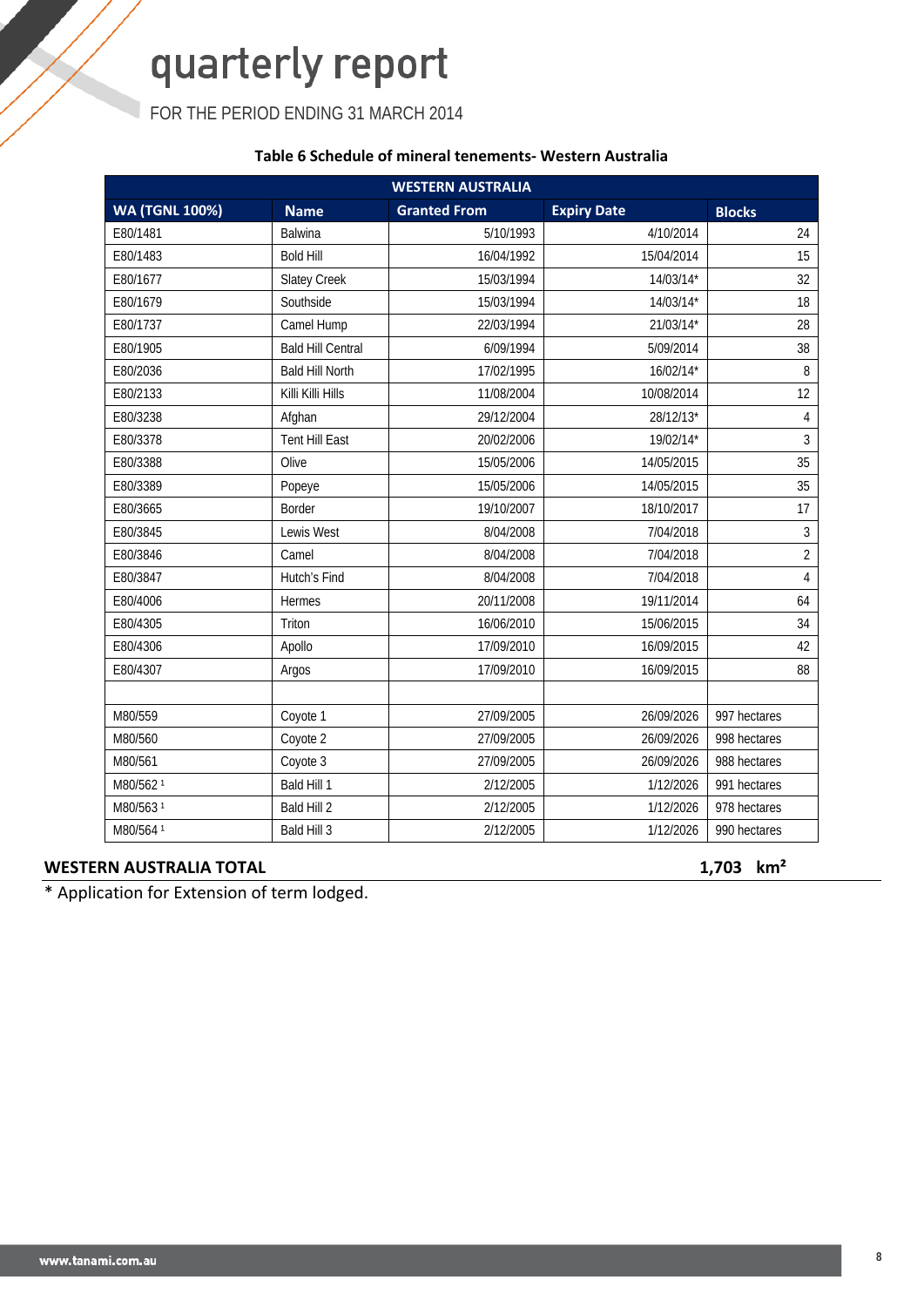**Table 6 Schedule of mineral tenements- Western Australia**

| WESTERN AUSTRALIA | | | | |
|---|---|---|---|---|
| **WA (TGNL 100%)** | **Name** | **Granted From** | **Expiry Date** | **Blocks** |
| E80/1481 | Balwina | 5/10/1993 | 4/10/2014 | 24 |
| E80/1483 | Bold Hill | 16/04/1992 | 15/04/2014 | 15 |
| E80/1677 | Slatey Creek | 15/03/1994 | 14/03/14* | 32 |
| E80/1679 | Southside | 15/03/1994 | 14/03/14* | 18 |
| E80/1737 | Camel Hump | 22/03/1994 | 21/03/14* | 28 |
| E80/1905 | Bald Hill Central | 6/09/1994 | 5/09/2014 | 38 |
| E80/2036 | Bald Hill North | 17/02/1995 | 16/02/14* | 8 |
| E80/2133 | Killi Killi Hills | 11/08/2004 | 10/08/2014 | 12 |
| E80/3238 | Afghan | 29/12/2004 | 28/12/13* | 4 |
| E80/3378 | Tent Hill East | 20/02/2006 | 19/02/14* | 3 |
| E80/3388 | Olive | 15/05/2006 | 14/05/2015 | 35 |
| E80/3389 | Popeye | 15/05/2006 | 14/05/2015 | 35 |
| E80/3665 | Border | 19/10/2007 | 18/10/2017 | 17 |
| E80/3845 | Lewis West | 8/04/2008 | 7/04/2018 | 3 |
| E80/3846 | Camel | 8/04/2008 | 7/04/2018 | 2 |
| E80/3847 | Hutch's Find | 8/04/2008 | 7/04/2018 | 4 |
| E80/4006 | Hermes | 20/11/2008 | 19/11/2014 | 64 |
| E80/4305 | Triton | 16/06/2010 | 15/06/2015 | 34 |
| E80/4306 | Apollo | 17/09/2010 | 16/09/2015 | 42 |
| E80/4307 | Argos | 17/09/2010 | 16/09/2015 | 88 |
| | | | | |
| M80/559 | Coyote 1 | 27/09/2005 | 26/09/2026 | 997 hectares |
| M80/560 | Coyote 2 | 27/09/2005 | 26/09/2026 | 998 hectares |
| M80/561 | Coyote 3 | 27/09/2005 | 26/09/2026 | 988 hectares |
| M80/562 [1] | Bald Hill 1 | 2/12/2005 | 1/12/2026 | 991 hectares |
| M80/563 [1] | Bald Hill 2 | 2/12/2005 | 1/12/2026 | 978 hectares |
| M80/564 [1] | Bald Hill 3 | 2/12/2005 | 1/12/2026 | 990 hectares |

**WESTERN AUSTRALIA TOTAL** **1,703 km²**

* Application for Extension of term lodged.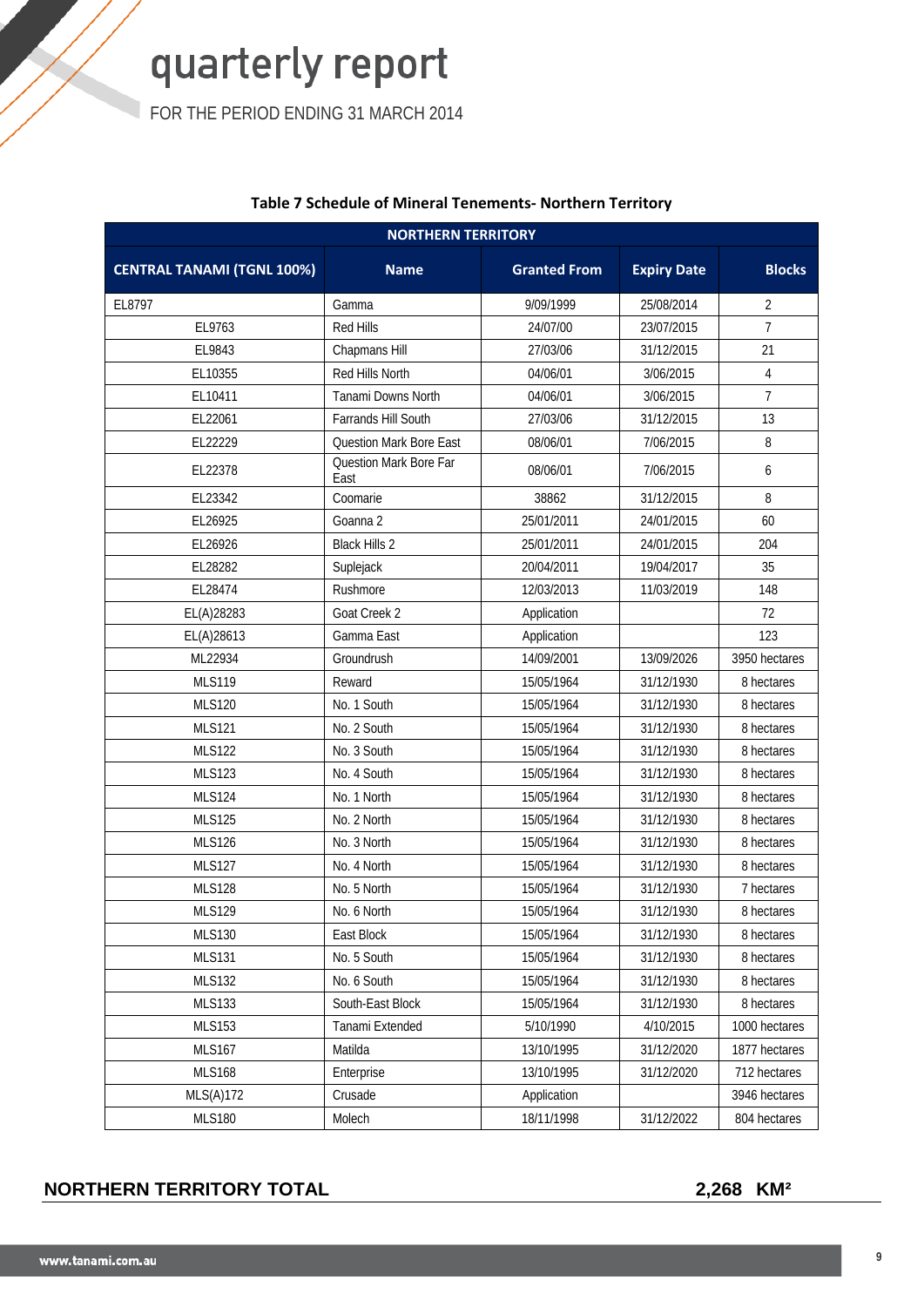**Table 7 Schedule of Mineral Tenements- Northern Territory**

| NORTHERN TERRITORY | | | | |
|---|---|---|---|---|
| **CENTRAL TANAMI (TGNL 100%)** | **Name** | **Granted From** | **Expiry Date** | **Blocks** |
| EL8797 | Gamma | 9/09/1999 | 25/08/2014 | 2 |
| EL9763 | Red Hills | 24/07/00 | 23/07/2015 | 7 |
| EL9843 | Chapmans Hill | 27/03/06 | 31/12/2015 | 21 |
| EL10355 | Red Hills North | 04/06/01 | 3/06/2015 | 4 |
| EL10411 | Tanami Downs North | 04/06/01 | 3/06/2015 | 7 |
| EL22061 | Farrands Hill South | 27/03/06 | 31/12/2015 | 13 |
| EL22229 | Question Mark Bore East | 08/06/01 | 7/06/2015 | 8 |
| EL22378 | Question Mark Bore Far East | 08/06/01 | 7/06/2015 | 6 |
| EL23342 | Coomarie | 38862 | 31/12/2015 | 8 |
| EL26925 | Goanna 2 | 25/01/2011 | 24/01/2015 | 60 |
| EL26926 | Black Hills 2 | 25/01/2011 | 24/01/2015 | 204 |
| EL28282 | Suplejack | 20/04/2011 | 19/04/2017 | 35 |
| EL28474 | Rushmore | 12/03/2013 | 11/03/2019 | 148 |
| EL(A)28283 | Goat Creek 2 | Application | | 72 |
| EL(A)28613 | Gamma East | Application | | 123 |
| ML22934 | Groundrush | 14/09/2001 | 13/09/2026 | 3950 hectares |
| MLS119 | Reward | 15/05/1964 | 31/12/1930 | 8 hectares |
| MLS120 | No. 1 South | 15/05/1964 | 31/12/1930 | 8 hectares |
| MLS121 | No. 2 South | 15/05/1964 | 31/12/1930 | 8 hectares |
| MLS122 | No. 3 South | 15/05/1964 | 31/12/1930 | 8 hectares |
| MLS123 | No. 4 South | 15/05/1964 | 31/12/1930 | 8 hectares |
| MLS124 | No. 1 North | 15/05/1964 | 31/12/1930 | 8 hectares |
| MLS125 | No. 2 North | 15/05/1964 | 31/12/1930 | 8 hectares |
| MLS126 | No. 3 North | 15/05/1964 | 31/12/1930 | 8 hectares |
| MLS127 | No. 4 North | 15/05/1964 | 31/12/1930 | 8 hectares |
| MLS128 | No. 5 North | 15/05/1964 | 31/12/1930 | 7 hectares |
| MLS129 | No. 6 North | 15/05/1964 | 31/12/1930 | 8 hectares |
| MLS130 | East Block | 15/05/1964 | 31/12/1930 | 8 hectares |
| MLS131 | No. 5 South | 15/05/1964 | 31/12/1930 | 8 hectares |
| MLS132 | No. 6 South | 15/05/1964 | 31/12/1930 | 8 hectares |
| MLS133 | South-East Block | 15/05/1964 | 31/12/1930 | 8 hectares |
| MLS153 | Tanami Extended | 5/10/1990 | 4/10/2015 | 1000 hectares |
| MLS167 | Matilda | 13/10/1995 | 31/12/2020 | 1877 hectares |
| MLS168 | Enterprise | 13/10/1995 | 31/12/2020 | 712 hectares |
| MLS(A)172 | Crusade | Application | | 3946 hectares |
| MLS180 | Molech | 18/11/1998 | 31/12/2022 | 804 hectares |

**NORTHERN TERRITORY TOTAL** **2,268 KM²**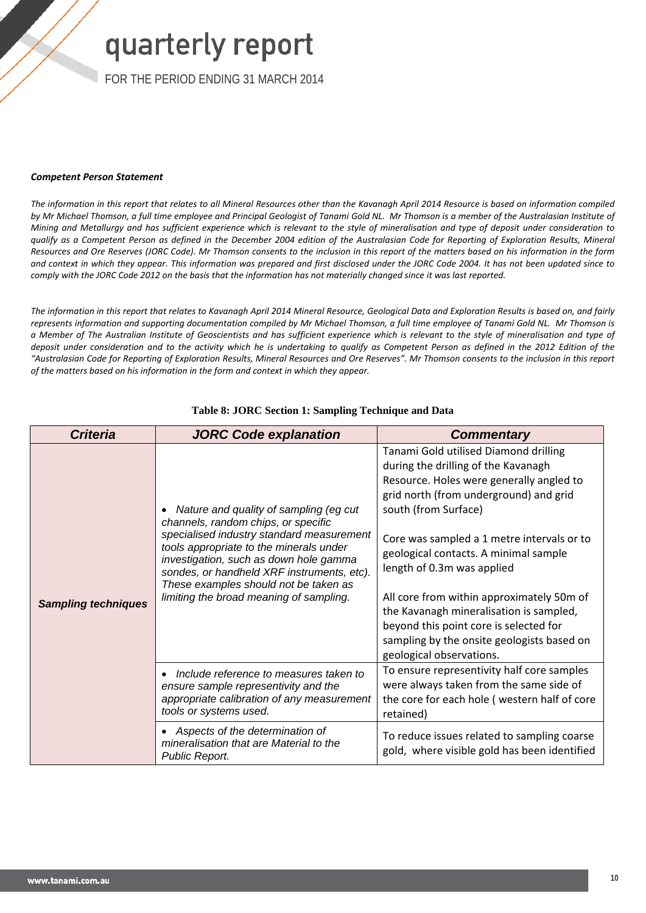***Competent Person Statement***

*The information in this report that relates to all Mineral Resources other than the Kavanagh April 2014 Resource is based on information compiled by Mr Michael Thomson, a full time employee and Principal Geologist of Tanami Gold NL. Mr Thomson is a member of the Australasian Institute of Mining and Metallurgy and has sufficient experience which is relevant to the style of mineralisation and type of deposit under consideration to qualify as a Competent Person as defined in the December 2004 edition of the Australasian Code for Reporting of Exploration Results, Mineral Resources and Ore Reserves (JORC Code). Mr Thomson consents to the inclusion in this report of the matters based on his information in the form and context in which they appear. This information was prepared and first disclosed under the JORC Code 2004. It has not been updated since to comply with the JORC Code 2012 on the basis that the information has not materially changed since it was last reported.*

*The information in this report that relates to Kavanagh April 2014 Mineral Resource, Geological Data and Exploration Results is based on, and fairly represents information and supporting documentation compiled by Mr Michael Thomson, a full time employee of Tanami Gold NL. Mr Thomson is a Member of The Australian Institute of Geoscientists and has sufficient experience which is relevant to the style of mineralisation and type of deposit under consideration and to the activity which he is undertaking to qualify as Competent Person as defined in the 2012 Edition of the "Australasian Code for Reporting of Exploration Results, Mineral Resources and Ore Reserves". Mr Thomson consents to the inclusion in this report of the matters based on his information in the form and context in which they appear.*

**Table 8: JORC Section 1: Sampling Technique and Data**

| *Criteria* | *JORC Code explanation* | *Commentary* |
|---|---|---|
| ***Sampling techniques*** | • *Nature and quality of sampling (eg cut channels, random chips, or specific specialised industry standard measurement tools appropriate to the minerals under investigation, such as down hole gamma sondes, or handheld XRF instruments, etc). These examples should not be taken as limiting the broad meaning of sampling.* | Tanami Gold utilised Diamond drilling during the drilling of the Kavanagh Resource. Holes were generally angled to grid north (from underground) and grid south (from Surface)<br><br>Core was sampled a 1 metre intervals or to geological contacts. A minimal sample length of 0.3m was applied<br><br>All core from within approximately 50m of the Kavanagh mineralisation is sampled, beyond this point core is selected for sampling by the onsite geologists based on geological observations. |
| | • *Include reference to measures taken to ensure sample representivity and the appropriate calibration of any measurement tools or systems used.* | To ensure representivity half core samples were always taken from the same side of the core for each hole ( western half of core retained) |
| | • *Aspects of the determination of mineralisation that are Material to the Public Report.* | To reduce issues related to sampling coarse gold, where visible gold has been identified |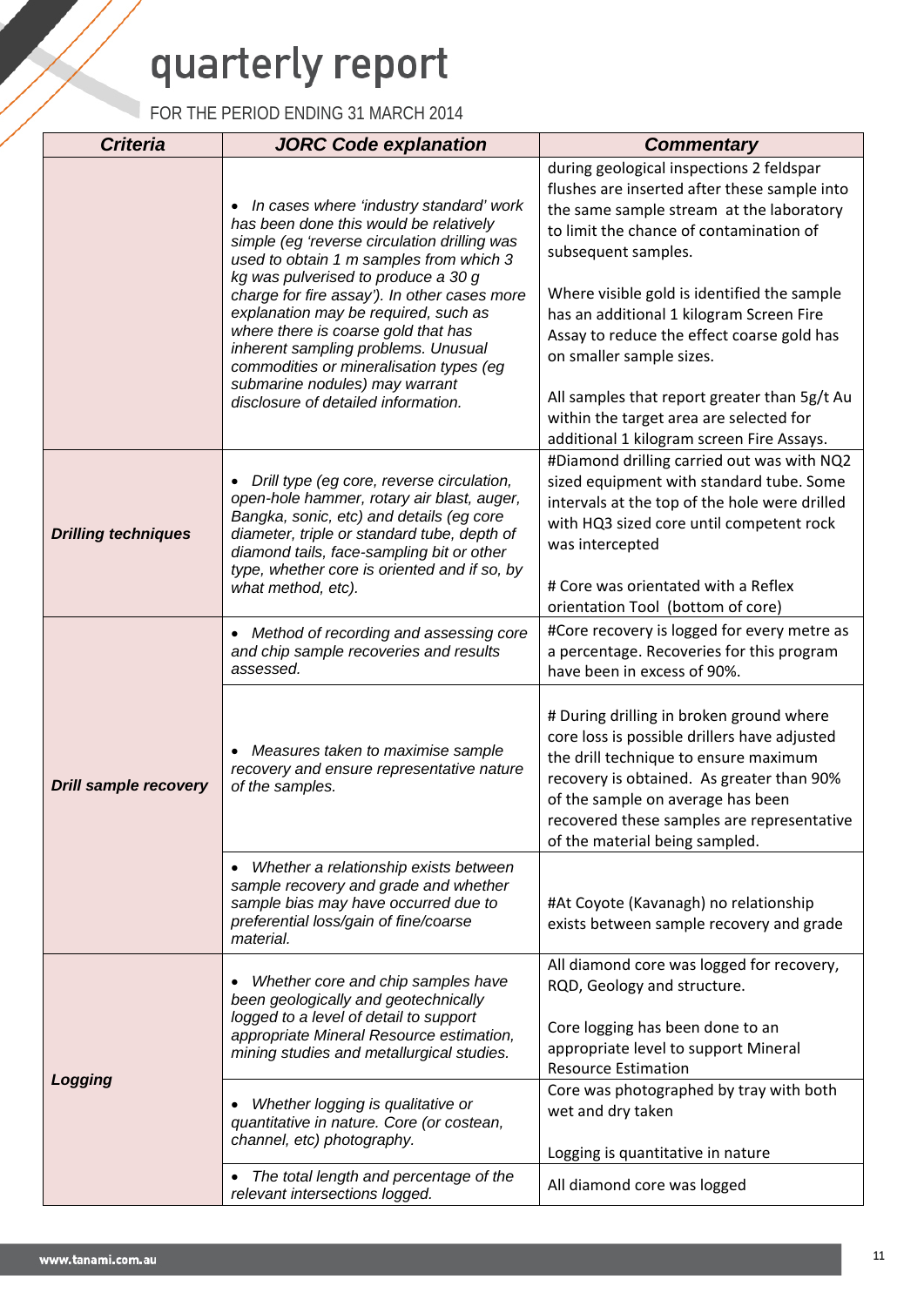# quarterly report

FOR THE PERIOD ENDING 31 MARCH 2014

| Criteria | JORC Code explanation | Commentary |
|---|---|---|
| | • *In cases where 'industry standard' work has been done this would be relatively simple (eg 'reverse circulation drilling was used to obtain 1 m samples from which 3 kg was pulverised to produce a 30 g charge for fire assay'). In other cases more explanation may be required, such as where there is coarse gold that has inherent sampling problems. Unusual commodities or mineralisation types (eg submarine nodules) may warrant disclosure of detailed information.* | during geological inspections 2 feldspar flushes are inserted after these sample into the same sample stream at the laboratory to limit the chance of contamination of subsequent samples.<br><br>Where visible gold is identified the sample has an additional 1 kilogram Screen Fire Assay to reduce the effect coarse gold has on smaller sample sizes.<br><br>All samples that report greater than 5g/t Au within the target area are selected for additional 1 kilogram screen Fire Assays. |
| ***Drilling techniques*** | • *Drill type (eg core, reverse circulation, open-hole hammer, rotary air blast, auger, Bangka, sonic, etc) and details (eg core diameter, triple or standard tube, depth of diamond tails, face-sampling bit or other type, whether core is oriented and if so, by what method, etc).* | #Diamond drilling carried out was with NQ2 sized equipment with standard tube. Some intervals at the top of the hole were drilled with HQ3 sized core until competent rock was intercepted<br><br># Core was orientated with a Reflex orientation Tool (bottom of core) |
| ***Drill sample recovery*** | • *Method of recording and assessing core and chip sample recoveries and results assessed.* | #Core recovery is logged for every metre as a percentage. Recoveries for this program have been in excess of 90%. |
| | • *Measures taken to maximise sample recovery and ensure representative nature of the samples.* | # During drilling in broken ground where core loss is possible drillers have adjusted the drill technique to ensure maximum recovery is obtained. As greater than 90% of the sample on average has been recovered these samples are representative of the material being sampled. |
| | • *Whether a relationship exists between sample recovery and grade and whether sample bias may have occurred due to preferential loss/gain of fine/coarse material.* | #At Coyote (Kavanagh) no relationship exists between sample recovery and grade |
| ***Logging*** | • *Whether core and chip samples have been geologically and geotechnically logged to a level of detail to support appropriate Mineral Resource estimation, mining studies and metallurgical studies.* | All diamond core was logged for recovery, RQD, Geology and structure.<br><br>Core logging has been done to an appropriate level to support Mineral Resource Estimation |
| | • *Whether logging is qualitative or quantitative in nature. Core (or costean, channel, etc) photography.* | Core was photographed by tray with both wet and dry taken<br><br>Logging is quantitative in nature |
| | • *The total length and percentage of the relevant intersections logged.* | All diamond core was logged |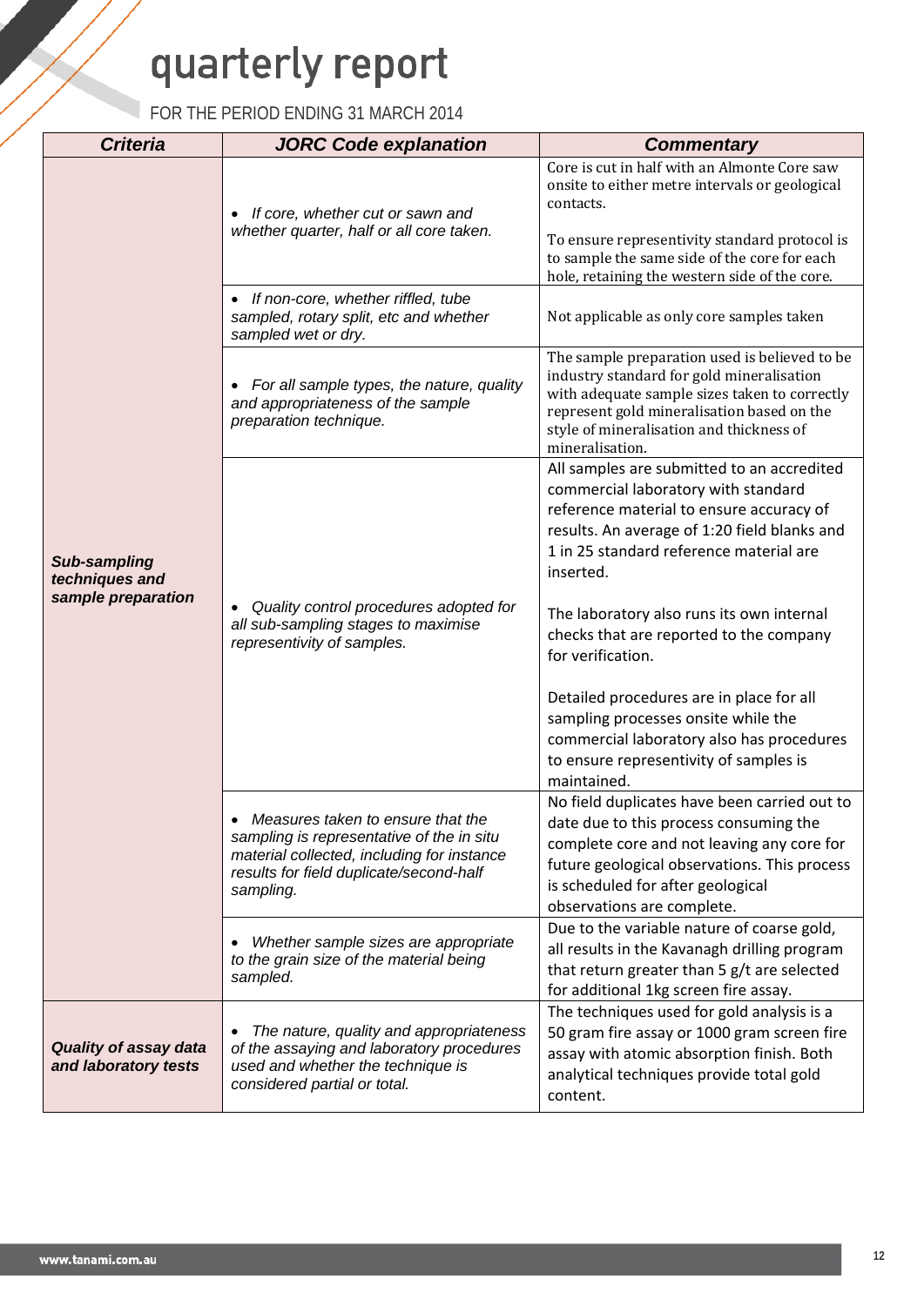# quarterly report

FOR THE PERIOD ENDING 31 MARCH 2014

| Criteria | JORC Code explanation | Commentary |
|---|---|---|
| ***Sub-sampling techniques and sample preparation*** | *If core, whether cut or sawn and whether quarter, half or all core taken.* | Core is cut in half with an Almonte Core saw onsite to either metre intervals or geological contacts. To ensure representivity standard protocol is to sample the same side of the core for each hole, retaining the western side of the core. |
| | *If non-core, whether riffled, tube sampled, rotary split, etc and whether sampled wet or dry.* | Not applicable as only core samples taken |
| | *For all sample types, the nature, quality and appropriateness of the sample preparation technique.* | The sample preparation used is believed to be industry standard for gold mineralisation with adequate sample sizes taken to correctly represent gold mineralisation based on the style of mineralisation and thickness of mineralisation. |
| | *Quality control procedures adopted for all sub-sampling stages to maximise representivity of samples.* | All samples are submitted to an accredited commercial laboratory with standard reference material to ensure accuracy of results. An average of 1:20 field blanks and 1 in 25 standard reference material are inserted. The laboratory also runs its own internal checks that are reported to the company for verification. Detailed procedures are in place for all sampling processes onsite while the commercial laboratory also has procedures to ensure representivity of samples is maintained. |
| | *Measures taken to ensure that the sampling is representative of the in situ material collected, including for instance results for field duplicate/second-half sampling.* | No field duplicates have been carried out to date due to this process consuming the complete core and not leaving any core for future geological observations. This process is scheduled for after geological observations are complete. |
| | *Whether sample sizes are appropriate to the grain size of the material being sampled.* | Due to the variable nature of coarse gold, all results in the Kavanagh drilling program that return greater than 5 g/t are selected for additional 1kg screen fire assay. |
| ***Quality of assay data and laboratory tests*** | *The nature, quality and appropriateness of the assaying and laboratory procedures used and whether the technique is considered partial or total.* | The techniques used for gold analysis is a 50 gram fire assay or 1000 gram screen fire assay with atomic absorption finish. Both analytical techniques provide total gold content. |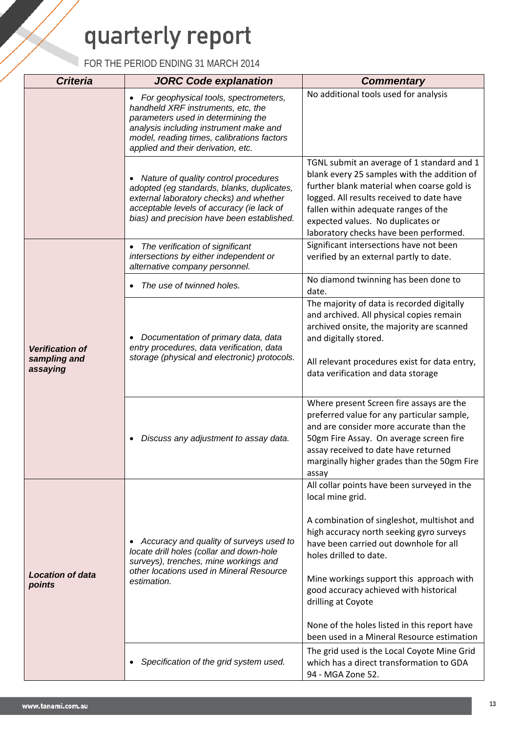| Criteria | JORC Code explanation | Commentary |
|---|---|---|
| | *For geophysical tools, spectrometers, handheld XRF instruments, etc, the parameters used in determining the analysis including instrument make and model, reading times, calibrations factors applied and their derivation, etc.* | No additional tools used for analysis |
| | *Nature of quality control procedures adopted (eg standards, blanks, duplicates, external laboratory checks) and whether acceptable levels of accuracy (ie lack of bias) and precision have been established.* | TGNL submit an average of 1 standard and 1 blank every 25 samples with the addition of further blank material when coarse gold is logged. All results received to date have fallen within adequate ranges of the expected values. No duplicates or laboratory checks have been performed. |
| ***Verification of sampling and assaying*** | *The verification of significant intersections by either independent or alternative company personnel.* | Significant intersections have not been verified by an external partly to date. |
| | *The use of twinned holes.* | No diamond twinning has been done to date. |
| | *Documentation of primary data, data entry procedures, data verification, data storage (physical and electronic) protocols.* | The majority of data is recorded digitally and archived. All physical copies remain archived onsite, the majority are scanned and digitally stored.<br><br>All relevant procedures exist for data entry, data verification and data storage |
| | *Discuss any adjustment to assay data.* | Where present Screen fire assays are the preferred value for any particular sample, and are consider more accurate than the 50gm Fire Assay. On average screen fire assay received to date have returned marginally higher grades than the 50gm Fire assay |
| ***Location of data points*** | *Accuracy and quality of surveys used to locate drill holes (collar and down-hole surveys), trenches, mine workings and other locations used in Mineral Resource estimation.* | All collar points have been surveyed in the local mine grid.<br><br>A combination of singleshot, multishot and high accuracy north seeking gyro surveys have been carried out downhole for all holes drilled to date.<br><br>Mine workings support this approach with good accuracy achieved with historical drilling at Coyote<br><br>None of the holes listed in this report have been used in a Mineral Resource estimation |
| | *Specification of the grid system used.* | The grid used is the Local Coyote Mine Grid which has a direct transformation to GDA 94 - MGA Zone 52. |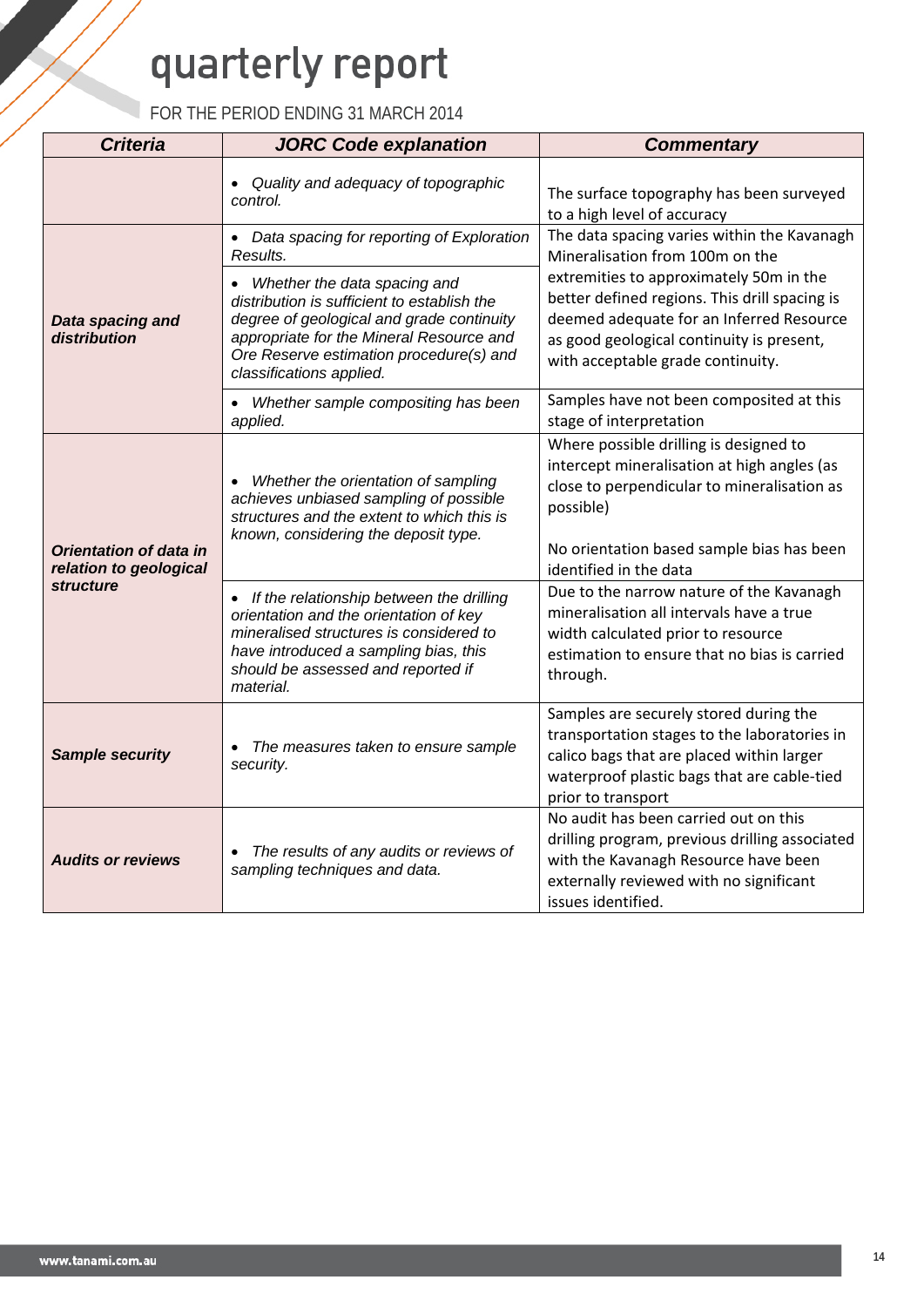| Criteria | JORC Code explanation | Commentary |
|---|---|---|
| | • *Quality and adequacy of topographic control.* | The surface topography has been surveyed to a high level of accuracy |
| ***Data spacing and distribution*** | • *Data spacing for reporting of Exploration Results.* | The data spacing varies within the Kavanagh Mineralisation from 100m on the extremities to approximately 50m in the better defined regions. This drill spacing is deemed adequate for an Inferred Resource as good geological continuity is present, with acceptable grade continuity. |
| | • *Whether the data spacing and distribution is sufficient to establish the degree of geological and grade continuity appropriate for the Mineral Resource and Ore Reserve estimation procedure(s) and classifications applied.* | |
| | • *Whether sample compositing has been applied.* | Samples have not been composited at this stage of interpretation |
| ***Orientation of data in relation to geological structure*** | • *Whether the orientation of sampling achieves unbiased sampling of possible structures and the extent to which this is known, considering the deposit type.* | Where possible drilling is designed to intercept mineralisation at high angles (as close to perpendicular to mineralisation as possible)<br><br>No orientation based sample bias has been identified in the data |
| | • *If the relationship between the drilling orientation and the orientation of key mineralised structures is considered to have introduced a sampling bias, this should be assessed and reported if material.* | Due to the narrow nature of the Kavanagh mineralisation all intervals have a true width calculated prior to resource estimation to ensure that no bias is carried through. |
| ***Sample security*** | • *The measures taken to ensure sample security.* | Samples are securely stored during the transportation stages to the laboratories in calico bags that are placed within larger waterproof plastic bags that are cable-tied prior to transport |
| ***Audits or reviews*** | • *The results of any audits or reviews of sampling techniques and data.* | No audit has been carried out on this drilling program, previous drilling associated with the Kavanagh Resource have been externally reviewed with no significant issues identified. |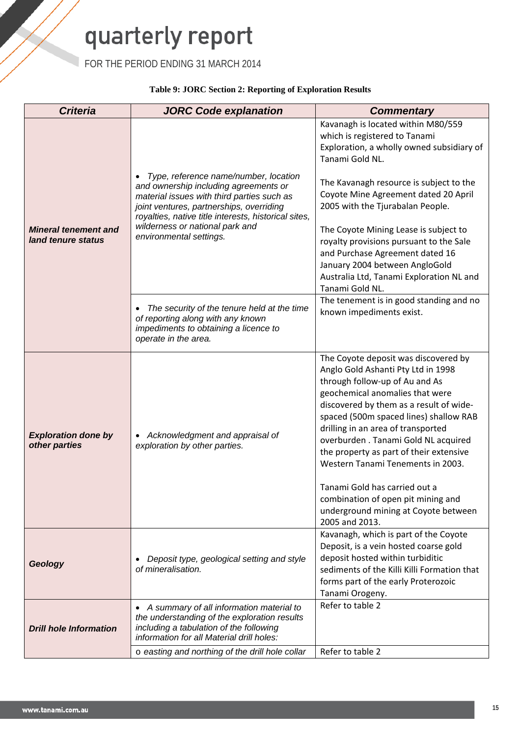**Table 9: JORC Section 2: Reporting of Exploration Results**

| Criteria | JORC Code explanation | Commentary |
|---|---|---|
| ***Mineral tenement and land tenure status*** | • *Type, reference name/number, location and ownership including agreements or material issues with third parties such as joint ventures, partnerships, overriding royalties, native title interests, historical sites, wilderness or national park and environmental settings.* | Kavanagh is located within M80/559 which is registered to Tanami Exploration, a wholly owned subsidiary of Tanami Gold NL.<br><br>The Kavanagh resource is subject to the Coyote Mine Agreement dated 20 April 2005 with the Tjurabalan People.<br><br>The Coyote Mining Lease is subject to royalty provisions pursuant to the Sale and Purchase Agreement dated 16 January 2004 between AngloGold Australia Ltd, Tanami Exploration NL and Tanami Gold NL. |
| | • *The security of the tenure held at the time of reporting along with any known impediments to obtaining a licence to operate in the area.* | The tenement is in good standing and no known impediments exist. |
| ***Exploration done by other parties*** | • *Acknowledgment and appraisal of exploration by other parties.* | The Coyote deposit was discovered by Anglo Gold Ashanti Pty Ltd in 1998 through follow-up of Au and As geochemical anomalies that were discovered by them as a result of wide-spaced (500m spaced lines) shallow RAB drilling in an area of transported overburden . Tanami Gold NL acquired the property as part of their extensive Western Tanami Tenements in 2003.<br><br>Tanami Gold has carried out a combination of open pit mining and underground mining at Coyote between 2005 and 2013. |
| ***Geology*** | • *Deposit type, geological setting and style of mineralisation.* | Kavanagh, which is part of the Coyote Deposit, is a vein hosted coarse gold deposit hosted within turbiditic sediments of the Killi Killi Formation that forms part of the early Proterozoic Tanami Orogeny. |
| ***Drill hole Information*** | • *A summary of all information material to the understanding of the exploration results including a tabulation of the following information for all Material drill holes:* | Refer to table 2 |
| | o *easting and northing of the drill hole collar* | Refer to table 2 |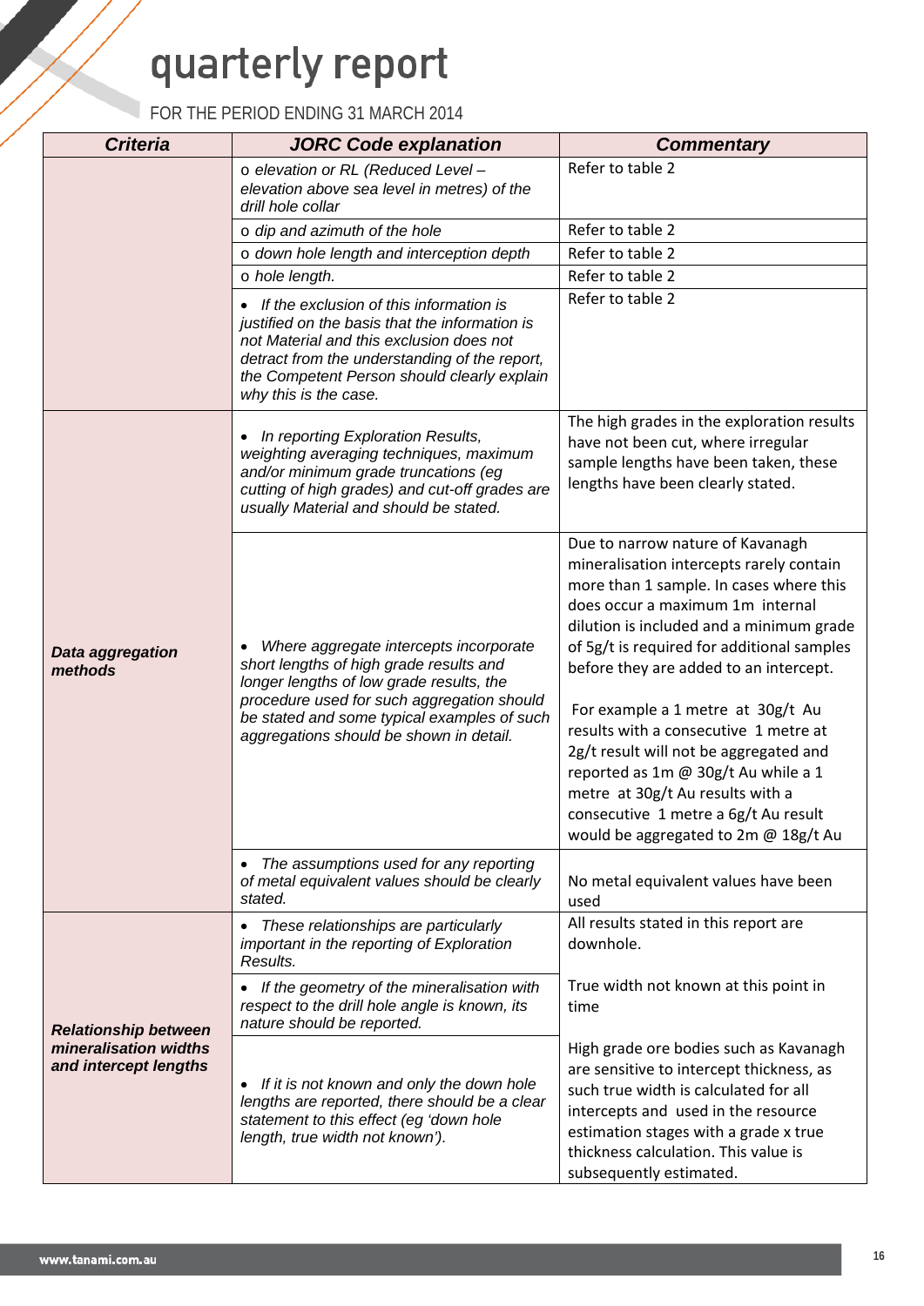| Criteria | JORC Code explanation | Commentary |
|---|---|---|
| | o *elevation or RL (Reduced Level – elevation above sea level in metres) of the drill hole collar* | Refer to table 2 |
| | o *dip and azimuth of the hole* | Refer to table 2 |
| | o *down hole length and interception depth* | Refer to table 2 |
| | o *hole length.* | Refer to table 2 |
| | • *If the exclusion of this information is justified on the basis that the information is not Material and this exclusion does not detract from the understanding of the report, the Competent Person should clearly explain why this is the case.* | Refer to table 2 |
| ***Data aggregation methods*** | • *In reporting Exploration Results, weighting averaging techniques, maximum and/or minimum grade truncations (eg cutting of high grades) and cut-off grades are usually Material and should be stated.* | The high grades in the exploration results have not been cut, where irregular sample lengths have been taken, these lengths have been clearly stated. |
| | • *Where aggregate intercepts incorporate short lengths of high grade results and longer lengths of low grade results, the procedure used for such aggregation should be stated and some typical examples of such aggregations should be shown in detail.* | Due to narrow nature of Kavanagh mineralisation intercepts rarely contain more than 1 sample. In cases where this does occur a maximum 1m internal dilution is included and a minimum grade of 5g/t is required for additional samples before they are added to an intercept.<br><br>For example a 1 metre at 30g/t Au results with a consecutive 1 metre at 2g/t result will not be aggregated and reported as 1m @ 30g/t Au while a 1 metre at 30g/t Au results with a consecutive 1 metre a 6g/t Au result would be aggregated to 2m @ 18g/t Au |
| | • *The assumptions used for any reporting of metal equivalent values should be clearly stated.* | No metal equivalent values have been used |
| ***Relationship between mineralisation widths and intercept lengths*** | • *These relationships are particularly important in the reporting of Exploration Results.* | All results stated in this report are downhole. |
| | • *If the geometry of the mineralisation with respect to the drill hole angle is known, its nature should be reported.* | True width not known at this point in time |
| | • *If it is not known and only the down hole lengths are reported, there should be a clear statement to this effect (eg 'down hole length, true width not known').* | High grade ore bodies such as Kavanagh are sensitive to intercept thickness, as such true width is calculated for all intercepts and used in the resource estimation stages with a grade x true thickness calculation. This value is subsequently estimated. |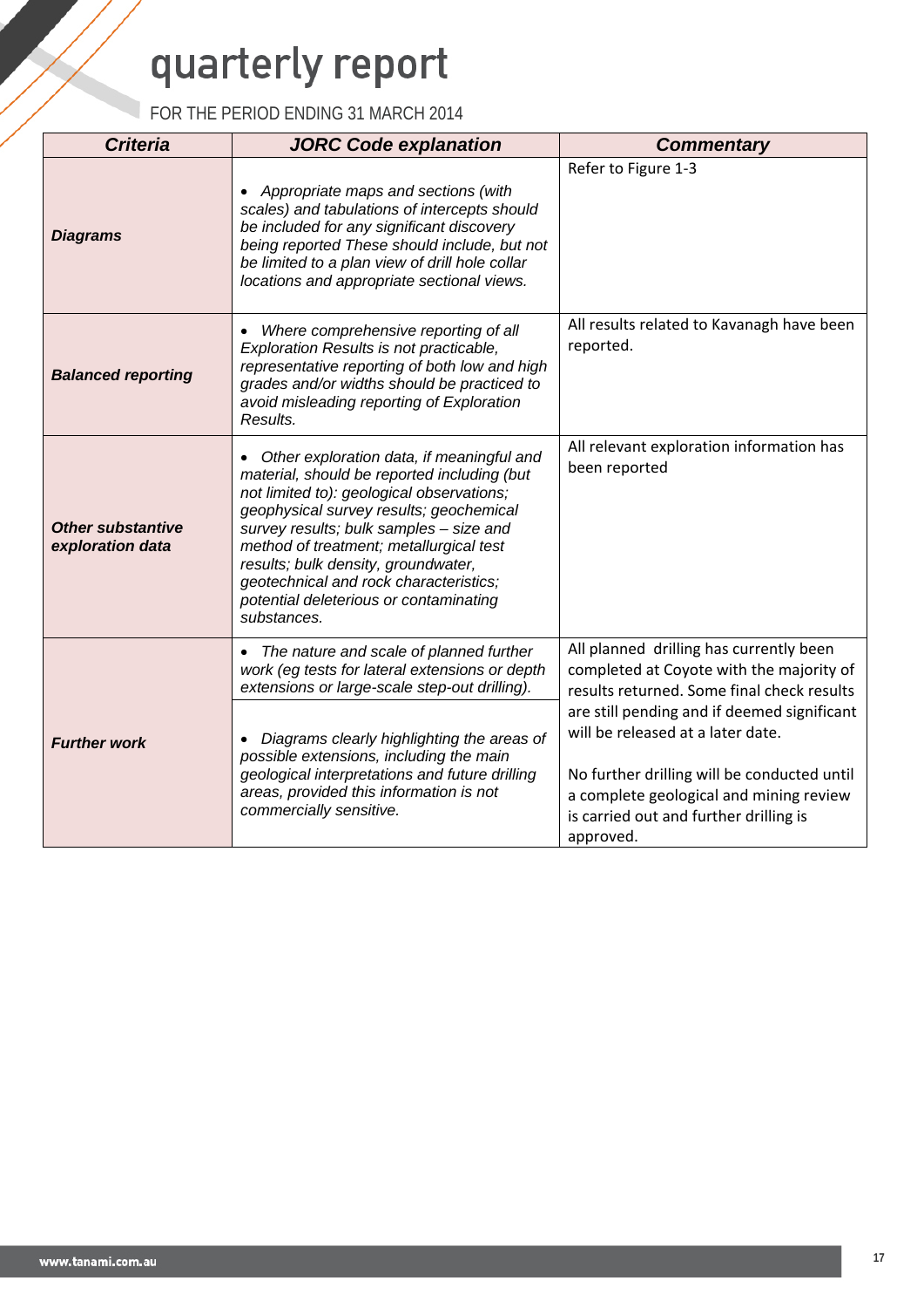| *Criteria* | *JORC Code explanation* | *Commentary* |
|---|---|---|
| ***Diagrams*** | • *Appropriate maps and sections (with scales) and tabulations of intercepts should be included for any significant discovery being reported These should include, but not be limited to a plan view of drill hole collar locations and appropriate sectional views.* | Refer to Figure 1-3 |
| ***Balanced reporting*** | • *Where comprehensive reporting of all Exploration Results is not practicable, representative reporting of both low and high grades and/or widths should be practiced to avoid misleading reporting of Exploration Results.* | All results related to Kavanagh have been reported. |
| ***Other substantive exploration data*** | • *Other exploration data, if meaningful and material, should be reported including (but not limited to): geological observations; geophysical survey results; geochemical survey results; bulk samples – size and method of treatment; metallurgical test results; bulk density, groundwater, geotechnical and rock characteristics; potential deleterious or contaminating substances.* | All relevant exploration information has been reported |
| ***Further work*** | • *The nature and scale of planned further work (eg tests for lateral extensions or depth extensions or large-scale step-out drilling).*<br><br>• *Diagrams clearly highlighting the areas of possible extensions, including the main geological interpretations and future drilling areas, provided this information is not commercially sensitive.* | All planned drilling has currently been completed at Coyote with the majority of results returned. Some final check results are still pending and if deemed significant will be released at a later date.<br><br>No further drilling will be conducted until a complete geological and mining review is carried out and further drilling is approved. |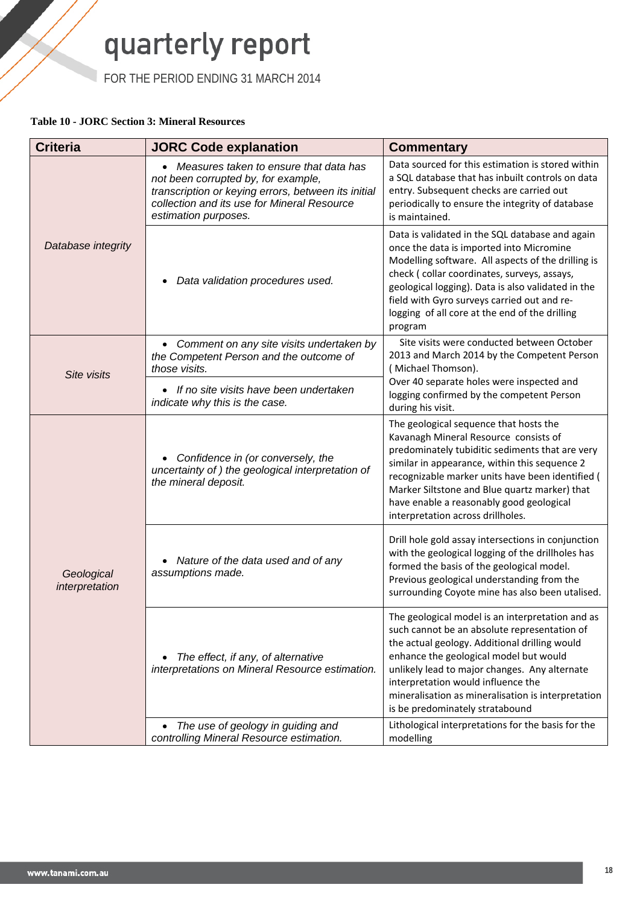**Table 10 - JORC Section 3: Mineral Resources**

| Criteria | JORC Code explanation | Commentary |
|---|---|---|
| *Database integrity* | • *Measures taken to ensure that data has not been corrupted by, for example, transcription or keying errors, between its initial collection and its use for Mineral Resource estimation purposes.* | Data sourced for this estimation is stored within a SQL database that has inbuilt controls on data entry. Subsequent checks are carried out periodically to ensure the integrity of database is maintained. |
| | • *Data validation procedures used.* | Data is validated in the SQL database and again once the data is imported into Micromine Modelling software. All aspects of the drilling is check ( collar coordinates, surveys, assays, geological logging). Data is also validated in the field with Gyro surveys carried out and re-logging of all core at the end of the drilling program |
| *Site visits* | • *Comment on any site visits undertaken by the Competent Person and the outcome of those visits.* • *If no site visits have been undertaken indicate why this is the case.* | Site visits were conducted between October 2013 and March 2014 by the Competent Person ( Michael Thomson). Over 40 separate holes were inspected and logging confirmed by the competent Person during his visit. |
| *Geological interpretation* | • *Confidence in (or conversely, the uncertainty of ) the geological interpretation of the mineral deposit.* | The geological sequence that hosts the Kavanagh Mineral Resource consists of predominately tubiditic sediments that are very similar in appearance, within this sequence 2 recognizable marker units have been identified ( Marker Siltstone and Blue quartz marker) that have enable a reasonably good geological interpretation across drillholes. |
| | • *Nature of the data used and of any assumptions made.* | Drill hole gold assay intersections in conjunction with the geological logging of the drillholes has formed the basis of the geological model. Previous geological understanding from the surrounding Coyote mine has also been utalised. |
| | • *The effect, if any, of alternative interpretations on Mineral Resource estimation.* | The geological model is an interpretation and as such cannot be an absolute representation of the actual geology. Additional drilling would enhance the geological model but would unlikely lead to major changes. Any alternate interpretation would influence the mineralisation as mineralisation is interpretation is be predominately stratabound |
| | • *The use of geology in guiding and controlling Mineral Resource estimation.* | Lithological interpretations for the basis for the modelling |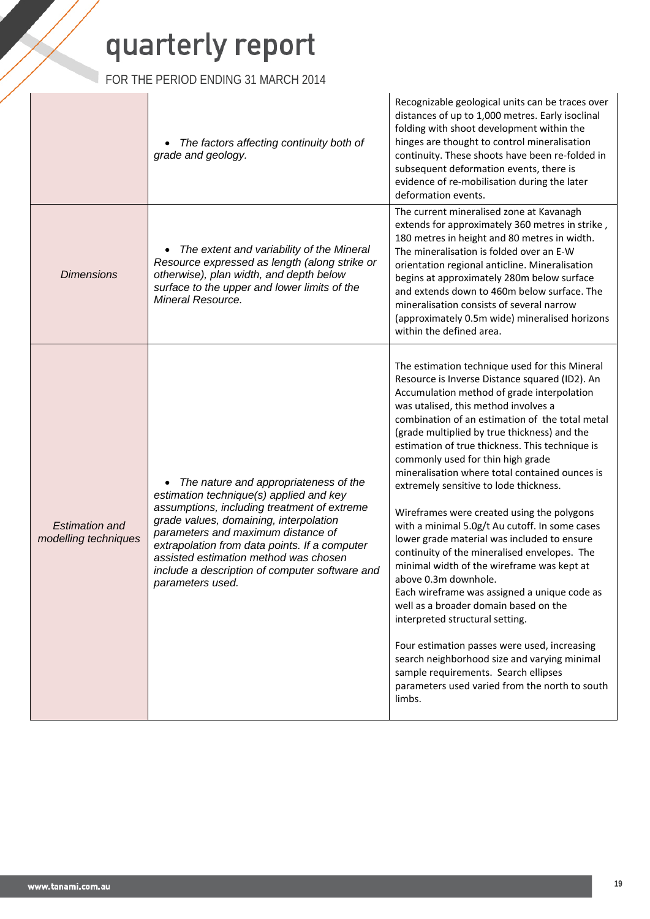| | | |
|---|---|---|
| | • *The factors affecting continuity both of grade and geology.* | Recognizable geological units can be traces over distances of up to 1,000 metres. Early isoclinal folding with shoot development within the hinges are thought to control mineralisation continuity. These shoots have been re-folded in subsequent deformation events, there is evidence of re-mobilisation during the later deformation events. |
| *Dimensions* | • *The extent and variability of the Mineral Resource expressed as length (along strike or otherwise), plan width, and depth below surface to the upper and lower limits of the Mineral Resource.* | The current mineralised zone at Kavanagh extends for approximately 360 metres in strike , 180 metres in height and 80 metres in width. The mineralisation is folded over an E-W orientation regional anticline. Mineralisation begins at approximately 280m below surface and extends down to 460m below surface. The mineralisation consists of several narrow (approximately 0.5m wide) mineralised horizons within the defined area. |
| *Estimation and modelling techniques* | • *The nature and appropriateness of the estimation technique(s) applied and key assumptions, including treatment of extreme grade values, domaining, interpolation parameters and maximum distance of extrapolation from data points. If a computer assisted estimation method was chosen include a description of computer software and parameters used.* | The estimation technique used for this Mineral Resource is Inverse Distance squared (ID2). An Accumulation method of grade interpolation was utalised, this method involves a combination of an estimation of the total metal (grade multiplied by true thickness) and the estimation of true thickness. This technique is commonly used for thin high grade mineralisation where total contained ounces is extremely sensitive to lode thickness.<br><br>Wireframes were created using the polygons with a minimal 5.0g/t Au cutoff. In some cases lower grade material was included to ensure continuity of the mineralised envelopes. The minimal width of the wireframe was kept at above 0.3m downhole.<br>Each wireframe was assigned a unique code as well as a broader domain based on the interpreted structural setting.<br><br>Four estimation passes were used, increasing search neighborhood size and varying minimal sample requirements. Search ellipses parameters used varied from the north to south limbs. |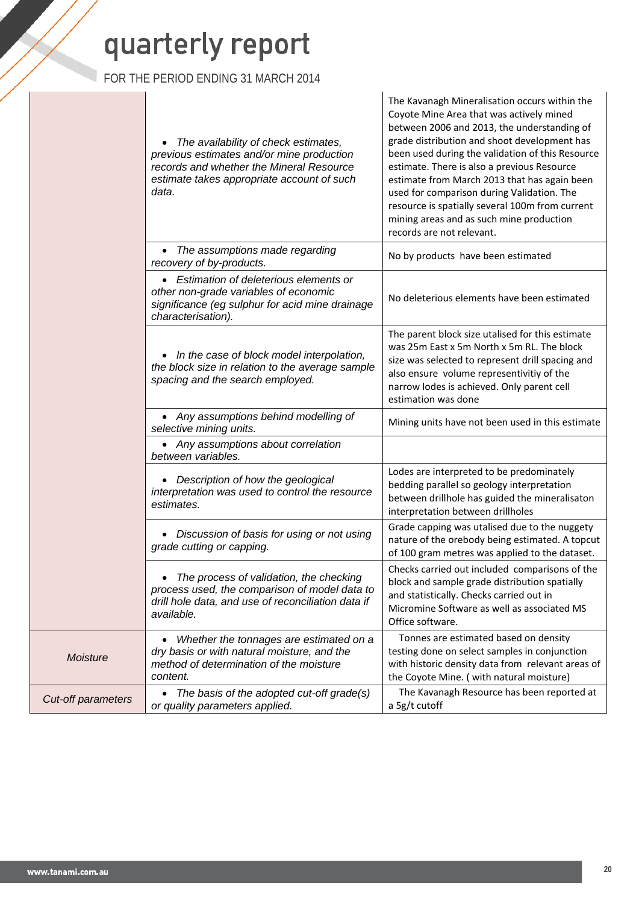| | | |
|---|---|---|
| | • *The availability of check estimates, previous estimates and/or mine production records and whether the Mineral Resource estimate takes appropriate account of such data.* | The Kavanagh Mineralisation occurs within the Coyote Mine Area that was actively mined between 2006 and 2013, the understanding of grade distribution and shoot development has been used during the validation of this Resource estimate. There is also a previous Resource estimate from March 2013 that has again been used for comparison during Validation. The resource is spatially several 100m from current mining areas and as such mine production records are not relevant. |
| | • *The assumptions made regarding recovery of by-products.* | No by products have been estimated |
| | • *Estimation of deleterious elements or other non-grade variables of economic significance (eg sulphur for acid mine drainage characterisation).* | No deleterious elements have been estimated |
| | • *In the case of block model interpolation, the block size in relation to the average sample spacing and the search employed.* | The parent block size utalised for this estimate was 25m East x 5m North x 5m RL. The block size was selected to represent drill spacing and also ensure volume representivitiy of the narrow lodes is achieved. Only parent cell estimation was done |
| | • *Any assumptions behind modelling of selective mining units.* | Mining units have not been used in this estimate |
| | • *Any assumptions about correlation between variables.* | |
| | • *Description of how the geological interpretation was used to control the resource estimates.* | Lodes are interpreted to be predominately bedding parallel so geology interpretation between drillhole has guided the mineralisaton interpretation between drillholes |
| | • *Discussion of basis for using or not using grade cutting or capping.* | Grade capping was utalised due to the nuggety nature of the orebody being estimated. A topcut of 100 gram metres was applied to the dataset. |
| | • *The process of validation, the checking process used, the comparison of model data to drill hole data, and use of reconciliation data if available.* | Checks carried out included comparisons of the block and sample grade distribution spatially and statistically. Checks carried out in Micromine Software as well as associated MS Office software. |
| *Moisture* | • *Whether the tonnages are estimated on a dry basis or with natural moisture, and the method of determination of the moisture content.* | Tonnes are estimated based on density testing done on select samples in conjunction with historic density data from relevant areas of the Coyote Mine. ( with natural moisture) |
| *Cut-off parameters* | • *The basis of the adopted cut-off grade(s) or quality parameters applied.* | The Kavanagh Resource has been reported at a 5g/t cutoff |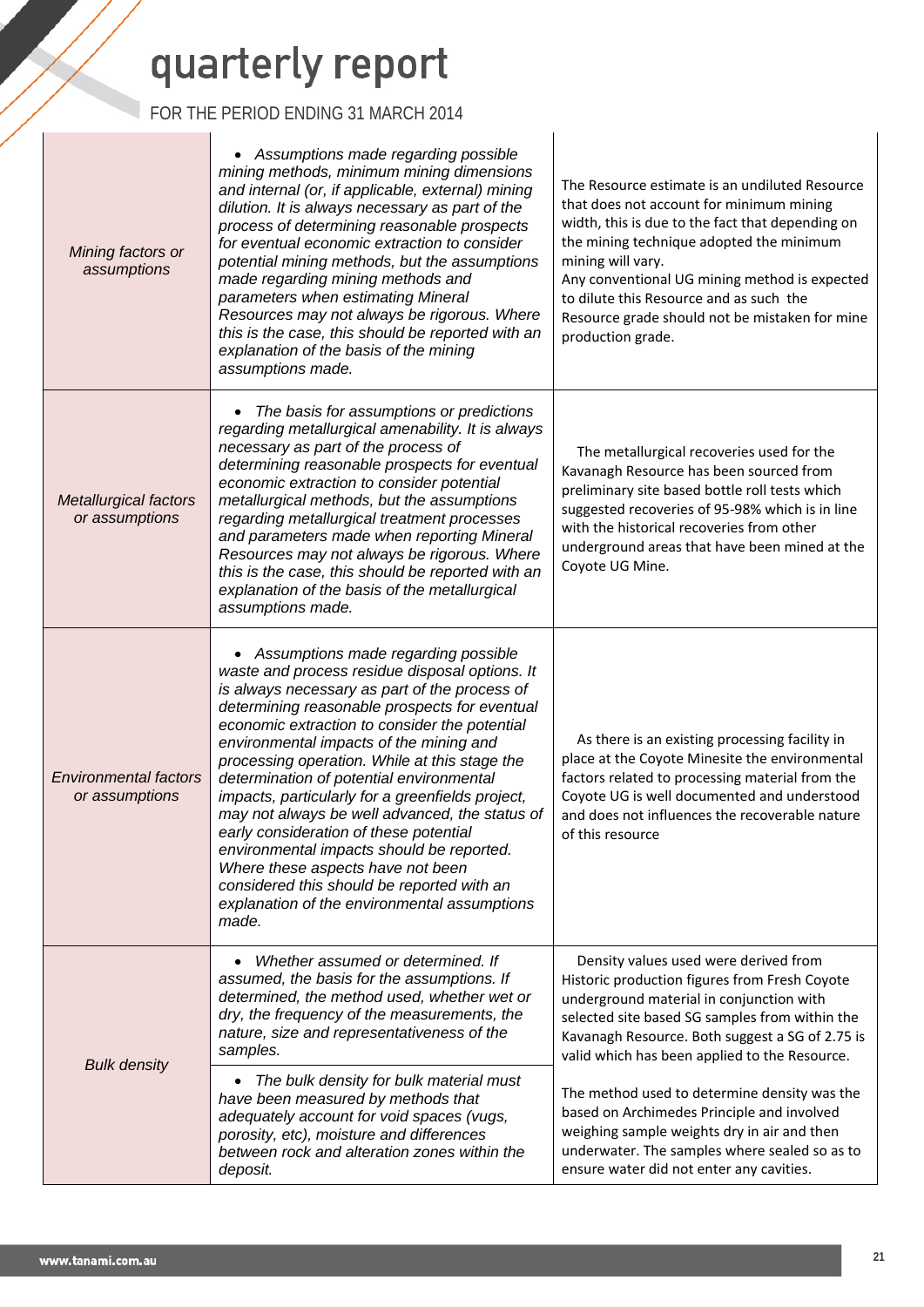| | | |
|---|---|---|
| *Mining factors or assumptions* | • *Assumptions made regarding possible mining methods, minimum mining dimensions and internal (or, if applicable, external) mining dilution. It is always necessary as part of the process of determining reasonable prospects for eventual economic extraction to consider potential mining methods, but the assumptions made regarding mining methods and parameters when estimating Mineral Resources may not always be rigorous. Where this is the case, this should be reported with an explanation of the basis of the mining assumptions made.* | The Resource estimate is an undiluted Resource that does not account for minimum mining width, this is due to the fact that depending on the mining technique adopted the minimum mining will vary.<br>Any conventional UG mining method is expected to dilute this Resource and as such the Resource grade should not be mistaken for mine production grade. |
| *Metallurgical factors or assumptions* | • *The basis for assumptions or predictions regarding metallurgical amenability. It is always necessary as part of the process of determining reasonable prospects for eventual economic extraction to consider potential metallurgical methods, but the assumptions regarding metallurgical treatment processes and parameters made when reporting Mineral Resources may not always be rigorous. Where this is the case, this should be reported with an explanation of the basis of the metallurgical assumptions made.* | The metallurgical recoveries used for the Kavanagh Resource has been sourced from preliminary site based bottle roll tests which suggested recoveries of 95-98% which is in line with the historical recoveries from other underground areas that have been mined at the Coyote UG Mine. |
| *Environmental factors or assumptions* | • *Assumptions made regarding possible waste and process residue disposal options. It is always necessary as part of the process of determining reasonable prospects for eventual economic extraction to consider the potential environmental impacts of the mining and processing operation. While at this stage the determination of potential environmental impacts, particularly for a greenfields project, may not always be well advanced, the status of early consideration of these potential environmental impacts should be reported. Where these aspects have not been considered this should be reported with an explanation of the environmental assumptions made.* | As there is an existing processing facility in place at the Coyote Minesite the environmental factors related to processing material from the Coyote UG is well documented and understood and does not influences the recoverable nature of this resource |
| *Bulk density* | • *Whether assumed or determined. If assumed, the basis for the assumptions. If determined, the method used, whether wet or dry, the frequency of the measurements, the nature, size and representativeness of the samples.* | Density values used were derived from Historic production figures from Fresh Coyote underground material in conjunction with selected site based SG samples from within the Kavanagh Resource. Both suggest a SG of 2.75 is valid which has been applied to the Resource. |
| | • *The bulk density for bulk material must have been measured by methods that adequately account for void spaces (vugs, porosity, etc), moisture and differences between rock and alteration zones within the deposit.* | The method used to determine density was the based on Archimedes Principle and involved weighing sample weights dry in air and then underwater. The samples where sealed so as to ensure water did not enter any cavities. |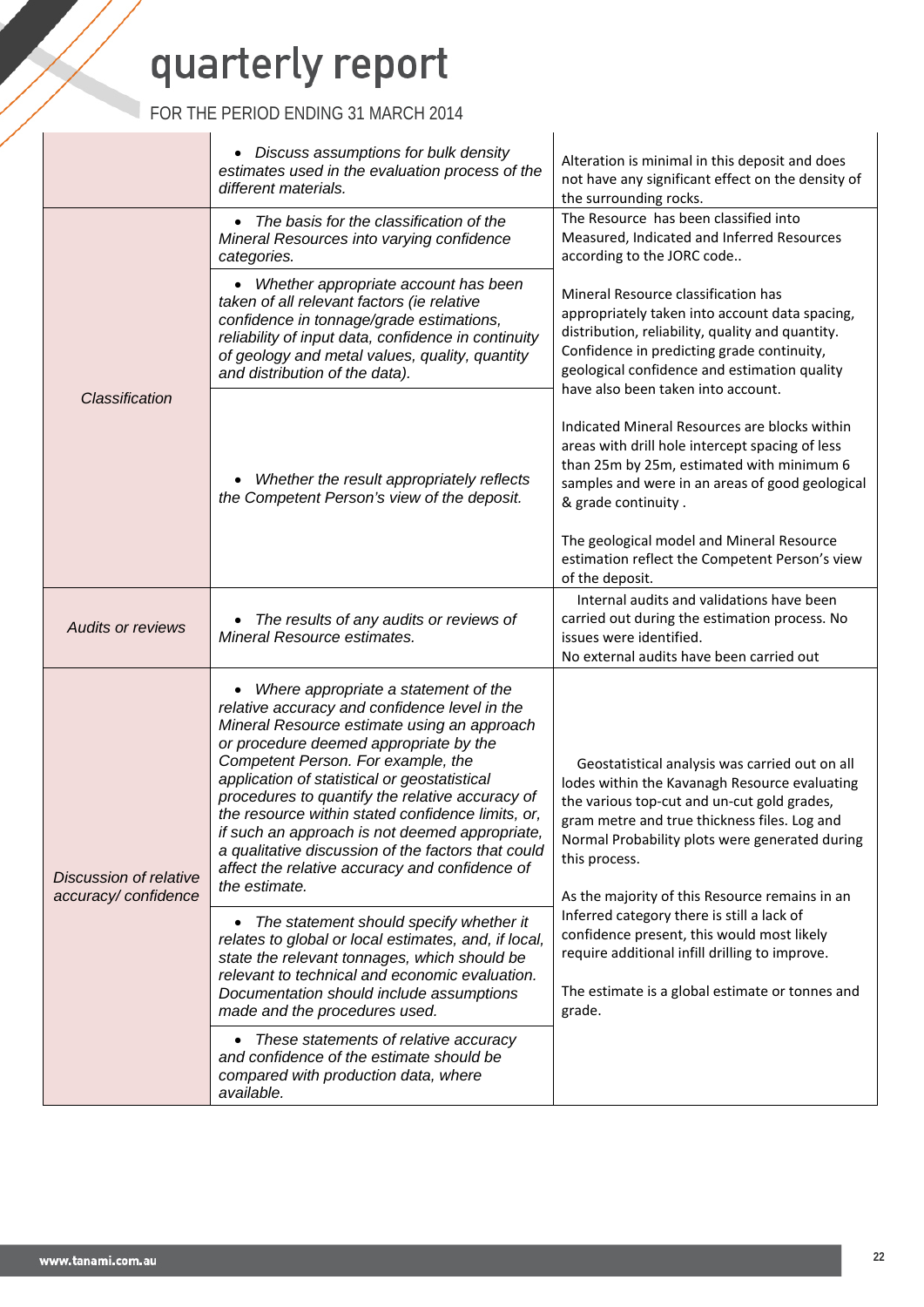| | | |
|---|---|---|
| | • *Discuss assumptions for bulk density estimates used in the evaluation process of the different materials.* | Alteration is minimal in this deposit and does not have any significant effect on the density of the surrounding rocks. |
| *Classification* | • *The basis for the classification of the Mineral Resources into varying confidence categories.* | The Resource has been classified into Measured, Indicated and Inferred Resources according to the JORC code.. |
| | • *Whether appropriate account has been taken of all relevant factors (ie relative confidence in tonnage/grade estimations, reliability of input data, confidence in continuity of geology and metal values, quality, quantity and distribution of the data).* | Mineral Resource classification has appropriately taken into account data spacing, distribution, reliability, quality and quantity. Confidence in predicting grade continuity, geological confidence and estimation quality have also been taken into account. |
| | • *Whether the result appropriately reflects the Competent Person's view of the deposit.* | Indicated Mineral Resources are blocks within areas with drill hole intercept spacing of less than 25m by 25m, estimated with minimum 6 samples and were in an areas of good geological & grade continuity . <br><br> The geological model and Mineral Resource estimation reflect the Competent Person's view of the deposit. |
| *Audits or reviews* | • *The results of any audits or reviews of Mineral Resource estimates.* | Internal audits and validations have been carried out during the estimation process. No issues were identified. <br> No external audits have been carried out |
| *Discussion of relative accuracy/ confidence* | • *Where appropriate a statement of the relative accuracy and confidence level in the Mineral Resource estimate using an approach or procedure deemed appropriate by the Competent Person. For example, the application of statistical or geostatistical procedures to quantify the relative accuracy of the resource within stated confidence limits, or, if such an approach is not deemed appropriate, a qualitative discussion of the factors that could affect the relative accuracy and confidence of the estimate.* <br><br> • *The statement should specify whether it relates to global or local estimates, and, if local, state the relevant tonnages, which should be relevant to technical and economic evaluation. Documentation should include assumptions made and the procedures used.* <br><br> • *These statements of relative accuracy and confidence of the estimate should be compared with production data, where available.* | Geostatistical analysis was carried out on all lodes within the Kavanagh Resource evaluating the various top-cut and un-cut gold grades, gram metre and true thickness files. Log and Normal Probability plots were generated during this process. <br><br> As the majority of this Resource remains in an Inferred category there is still a lack of confidence present, this would most likely require additional infill drilling to improve. <br><br> The estimate is a global estimate or tonnes and grade. |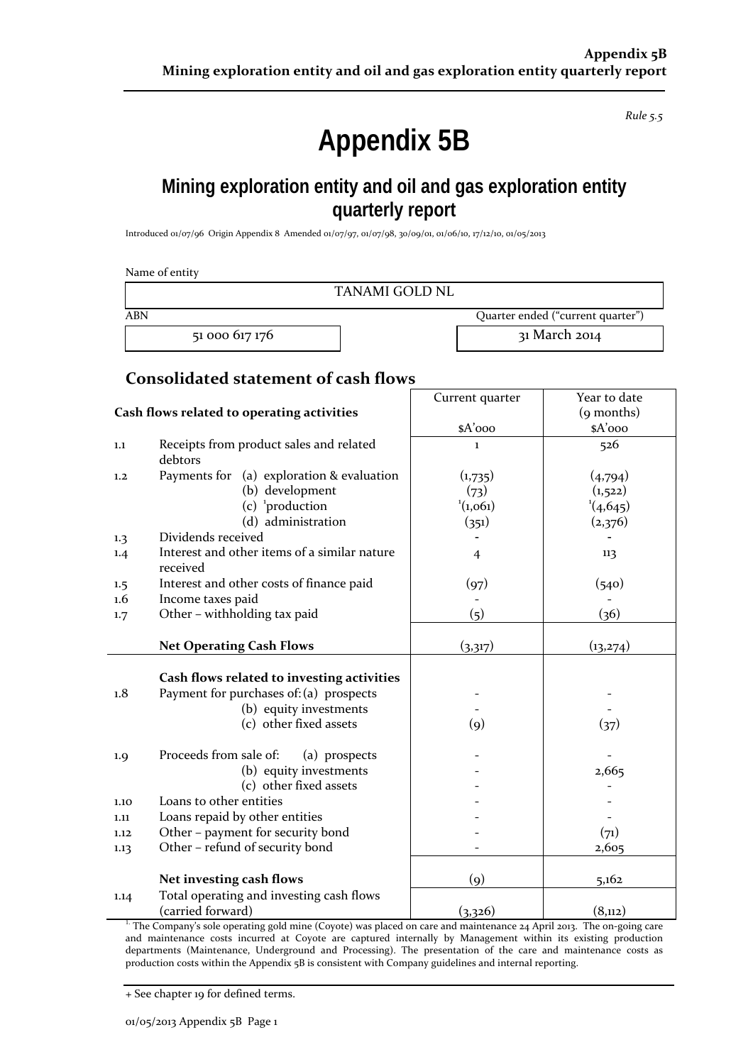*Rule 5.5*

# Appendix 5B

## Mining exploration entity and oil and gas exploration entity quarterly report

Introduced 01/07/96 Origin Appendix 8 Amended 01/07/97, 01/07/98, 30/09/01, 01/06/10, 17/12/10, 01/05/2013

Name of entity

| TANAMI GOLD NL |
|---|

| ABN | Quarter ended ("current quarter") |
|---|---|
| 51 000 617 176 | 31 March 2014 |

## Consolidated statement of cash flows

| | Cash flows related to operating activities | Current quarter $A'000 | Year to date (9 months) $A'000 |
|---|---|---|---|
| 1.1 | Receipts from product sales and related debtors | 1 | 526 |
| 1.2 | Payments for (a) exploration & evaluation | (1,735) | (4,794) |
| | (b) development | (73) | (1,522) |
| | (c) [1]production | [1](1,061) | [1](4,645) |
| | (d) administration | (351) | (2,376) |
| 1.3 | Dividends received | - | - |
| 1.4 | Interest and other items of a similar nature received | 4 | 113 |
| 1.5 | Interest and other costs of finance paid | (97) | (540) |
| 1.6 | Income taxes paid | - | - |
| 1.7 | Other – withholding tax paid | (5) | (36) |
| | **Net Operating Cash Flows** | (3,317) | (13,274) |
| | **Cash flows related to investing activities** | | |
| 1.8 | Payment for purchases of: (a) prospects | - | - |
| | (b) equity investments | - | - |
| | (c) other fixed assets | (9) | (37) |
| 1.9 | Proceeds from sale of: (a) prospects | - | - |
| | (b) equity investments | - | 2,665 |
| | (c) other fixed assets | - | - |
| 1.10 | Loans to other entities | - | - |
| 1.11 | Loans repaid by other entities | - | - |
| 1.12 | Other – payment for security bond | - | (71) |
| 1.13 | Other – refund of security bond | - | 2,605 |
| | **Net investing cash flows** | (9) | 5,162 |
| 1.14 | Total operating and investing cash flows (carried forward) | (3,326) | (8,112) |

[1] The Company's sole operating gold mine (Coyote) was placed on care and maintenance 24 April 2013. The on-going care and maintenance costs incurred at Coyote are captured internally by Management within its existing production departments (Maintenance, Underground and Processing). The presentation of the care and maintenance costs as production costs within the Appendix 5B is consistent with Company guidelines and internal reporting.

+ See chapter 19 for defined terms.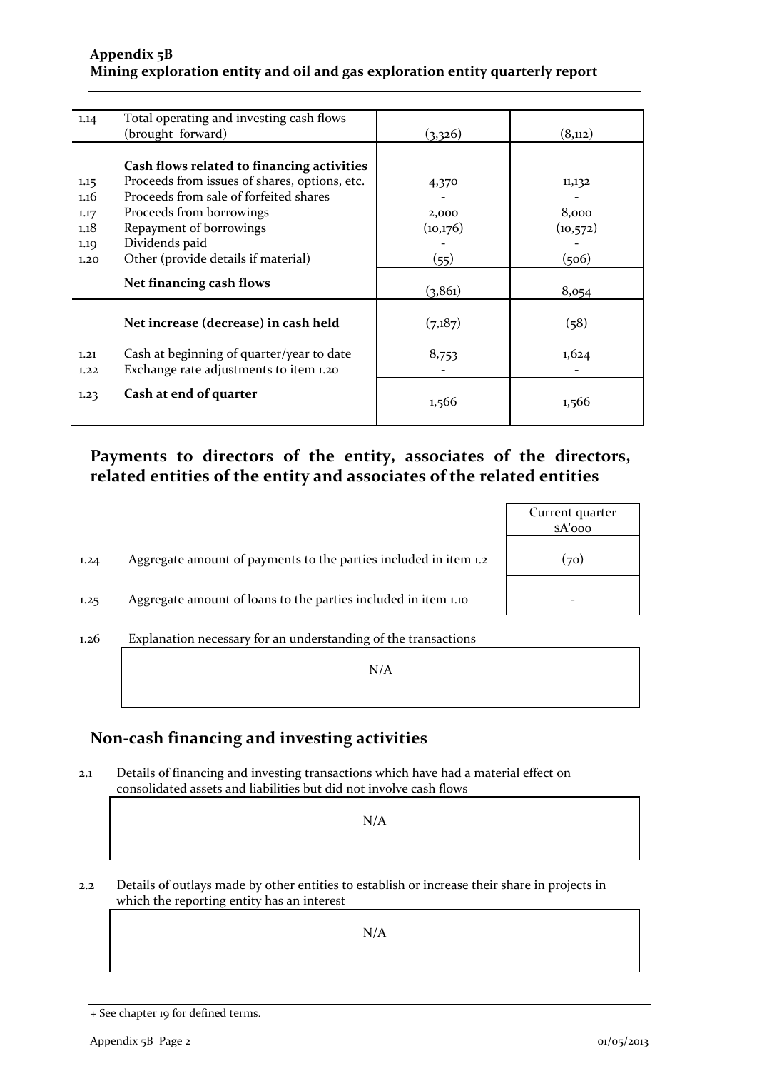## Appendix 5B
## Mining exploration entity and oil and gas exploration entity quarterly report

| | | | |
|---|---|---|---|
| 1.14 | Total operating and investing cash flows (brought forward) | (3,326) | (8,112) |
| | **Cash flows related to financing activities** | | |
| 1.15 | Proceeds from issues of shares, options, etc. | 4,370 | 11,132 |
| 1.16 | Proceeds from sale of forfeited shares | - | - |
| 1.17 | Proceeds from borrowings | 2,000 | 8,000 |
| 1.18 | Repayment of borrowings | (10,176) | (10,572) |
| 1.19 | Dividends paid | - | - |
| 1.20 | Other (provide details if material) | (55) | (506) |
| | **Net financing cash flows** | (3,861) | 8,054 |
| | **Net increase (decrease) in cash held** | (7,187) | (58) |
| 1.21 | Cash at beginning of quarter/year to date | 8,753 | 1,624 |
| 1.22 | Exchange rate adjustments to item 1.20 | - | - |
| 1.23 | **Cash at end of quarter** | 1,566 | 1,566 |

## Payments to directors of the entity, associates of the directors, related entities of the entity and associates of the related entities

| | | Current quarter $A'000 |
|---|---|---|
| 1.24 | Aggregate amount of payments to the parties included in item 1.2 | (70) |
| 1.25 | Aggregate amount of loans to the parties included in item 1.10 | - |

1.26 Explanation necessary for an understanding of the transactions

N/A

## Non-cash financing and investing activities

2.1 Details of financing and investing transactions which have had a material effect on consolidated assets and liabilities but did not involve cash flows

N/A

2.2 Details of outlays made by other entities to establish or increase their share in projects in which the reporting entity has an interest

N/A

+ See chapter 19 for defined terms.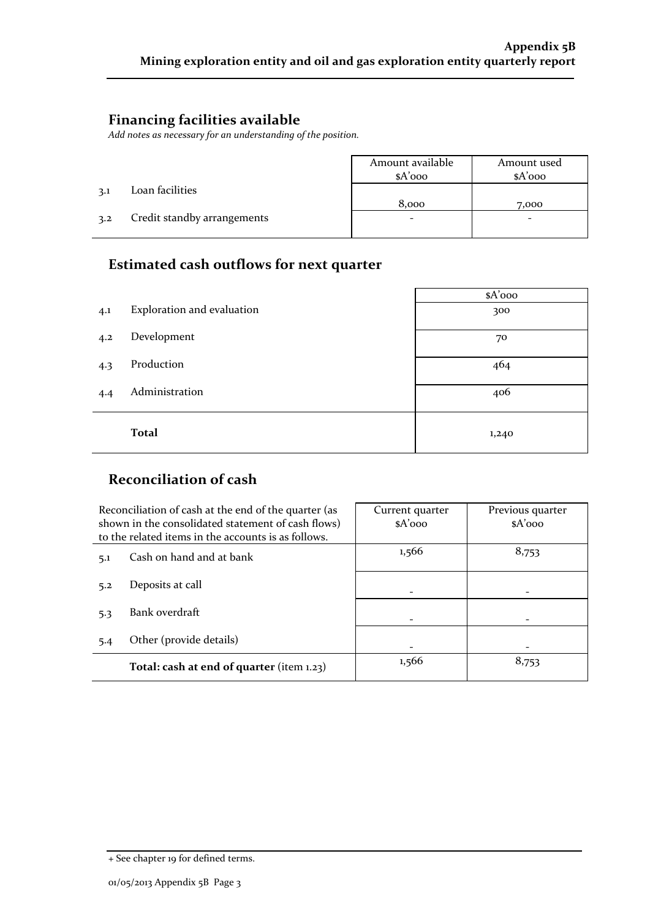## Financing facilities available

*Add notes as necessary for an understanding of the position.*

| | | Amount available $A'000 | Amount used $A'000 |
|---|---|---|---|
| 3.1 | Loan facilities | 8,000 | 7,000 |
| 3.2 | Credit standby arrangements | - | - |

## Estimated cash outflows for next quarter

| | | $A'000 |
|---|---|---|
| 4.1 | Exploration and evaluation | 300 |
| 4.2 | Development | 70 |
| 4.3 | Production | 464 |
| 4.4 | Administration | 406 |
| | **Total** | 1,240 |

## Reconciliation of cash

| Reconciliation of cash at the end of the quarter (as shown in the consolidated statement of cash flows) to the related items in the accounts is as follows. | | Current quarter $A'000 | Previous quarter $A'000 |
|---|---|---|---|
| 5.1 | Cash on hand and at bank | 1,566 | 8,753 |
| 5.2 | Deposits at call | - | - |
| 5.3 | Bank overdraft | - | - |
| 5.4 | Other (provide details) | - | - |
| | **Total: cash at end of quarter** (item 1.23) | 1,566 | 8,753 |

+ See chapter 19 for defined terms.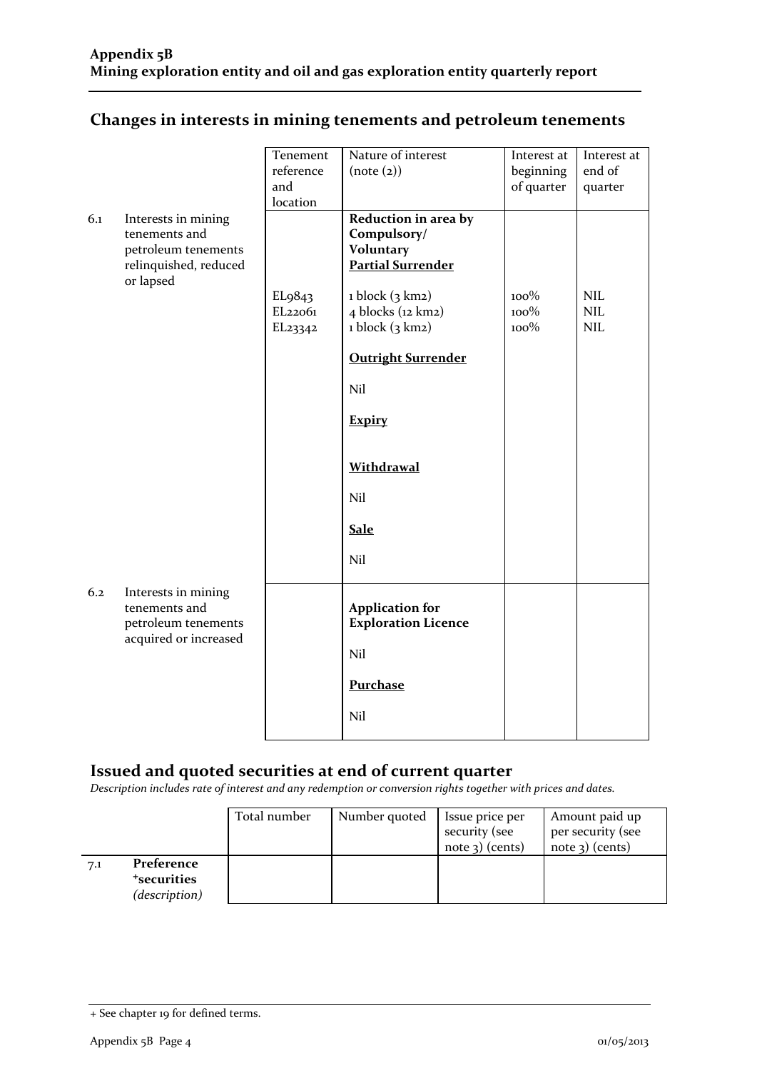## Changes in interests in mining tenements and petroleum tenements

| | | Tenement reference and location | Nature of interest (note (2)) | Interest at beginning of quarter | Interest at end of quarter |
|---|---|---|---|---|---|
| 6.1 | Interests in mining tenements and petroleum tenements relinquished, reduced or lapsed | | **Reduction in area by Compulsory/ Voluntary Partial Surrender** | | |
| | | EL9843 | 1 block (3 km2) | 100% | NIL |
| | | EL22061 | 4 blocks (12 km2) | 100% | NIL |
| | | EL23342 | 1 block (3 km2) | 100% | NIL |
| | | | **Outright Surrender** | | |
| | | | Nil | | |
| | | | **Expiry** | | |
| | | | **Withdrawal** | | |
| | | | Nil | | |
| | | | **Sale** | | |
| | | | Nil | | |
| 6.2 | Interests in mining tenements and petroleum tenements acquired or increased | | **Application for Exploration Licence** | | |
| | | | Nil | | |
| | | | **Purchase** | | |
| | | | Nil | | |

## Issued and quoted securities at end of current quarter

*Description includes rate of interest and any redemption or conversion rights together with prices and dates.*

| | | Total number | Number quoted | Issue price per security (see note 3) (cents) | Amount paid up per security (see note 3) (cents) |
|---|---|---|---|---|---|
| 7.1 | **Preference +securities** *(description)* | | | | |

+ See chapter 19 for defined terms.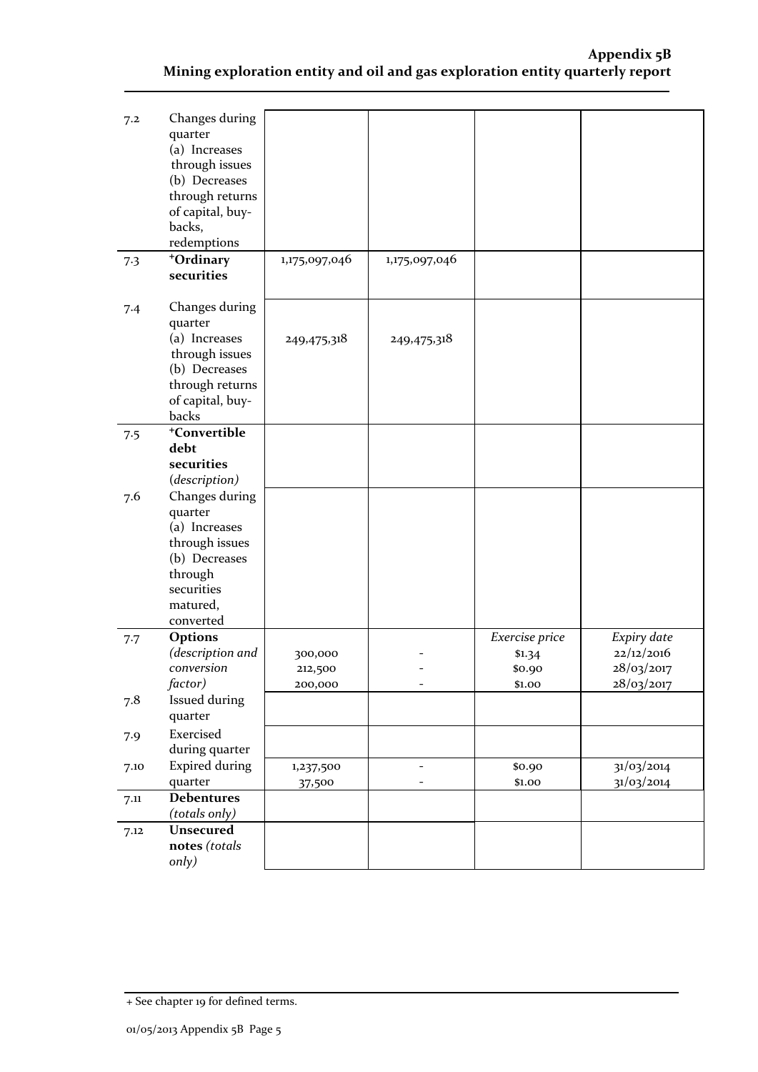| | | | | | |
|---|---|---|---|---|---|
| 7.2 | Changes during quarter (a) Increases through issues (b) Decreases through returns of capital, buy-backs, redemptions | | | | |
| 7.3 | **+Ordinary securities** | 1,175,097,046 | 1,175,097,046 | | |
| 7.4 | Changes during quarter (a) Increases through issues (b) Decreases through returns of capital, buy-backs | 249,475,318 | 249,475,318 | | |
| 7.5 | **+Convertible debt securities** *(description)* | | | | |
| 7.6 | Changes during quarter (a) Increases through issues (b) Decreases through securities matured, converted | | | | |
| 7.7 | **Options** *(description and conversion factor)* | 300,000<br>212,500<br>200,000 | -<br>-<br>- | *Exercise price*<br>$1.34<br>$0.90<br>$1.00 | *Expiry date*<br>22/12/2016<br>28/03/2017<br>28/03/2017 |
| 7.8 | Issued during quarter | | | | |
| 7.9 | Exercised during quarter | | | | |
| 7.10 | Expired during quarter | 1,237,500<br>37,500 | -<br>- | $0.90<br>$1.00 | 31/03/2014<br>31/03/2014 |
| 7.11 | **Debentures** *(totals only)* | | | | |
| 7.12 | **Unsecured notes** *(totals only)* | | | | |

+ See chapter 19 for defined terms.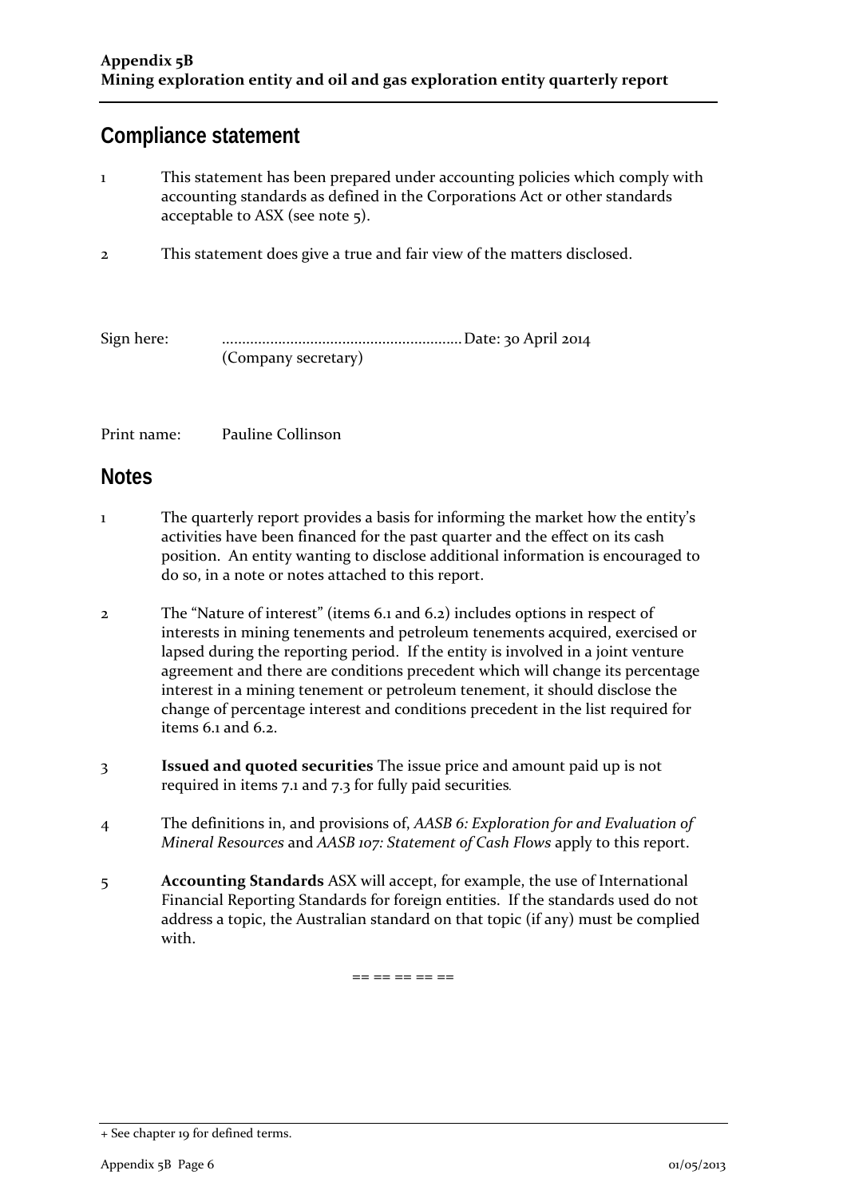## Compliance statement

1 This statement has been prepared under accounting policies which comply with accounting standards as defined in the Corporations Act or other standards acceptable to ASX (see note 5).

2 This statement does give a true and fair view of the matters disclosed.

Sign here: ............................................................ Date: 30 April 2014
(Company secretary)

Print name: Pauline Collinson

## Notes

1 The quarterly report provides a basis for informing the market how the entity's activities have been financed for the past quarter and the effect on its cash position. An entity wanting to disclose additional information is encouraged to do so, in a note or notes attached to this report.

2 The "Nature of interest" (items 6.1 and 6.2) includes options in respect of interests in mining tenements and petroleum tenements acquired, exercised or lapsed during the reporting period. If the entity is involved in a joint venture agreement and there are conditions precedent which will change its percentage interest in a mining tenement or petroleum tenement, it should disclose the change of percentage interest and conditions precedent in the list required for items 6.1 and 6.2.

3 **Issued and quoted securities** The issue price and amount paid up is not required in items 7.1 and 7.3 for fully paid securities.

4 The definitions in, and provisions of, *AASB 6: Exploration for and Evaluation of Mineral Resources* and *AASB 107: Statement of Cash Flows* apply to this report.

5 **Accounting Standards** ASX will accept, for example, the use of International Financial Reporting Standards for foreign entities. If the standards used do not address a topic, the Australian standard on that topic (if any) must be complied with.

== == == == ==

+ See chapter 19 for defined terms.